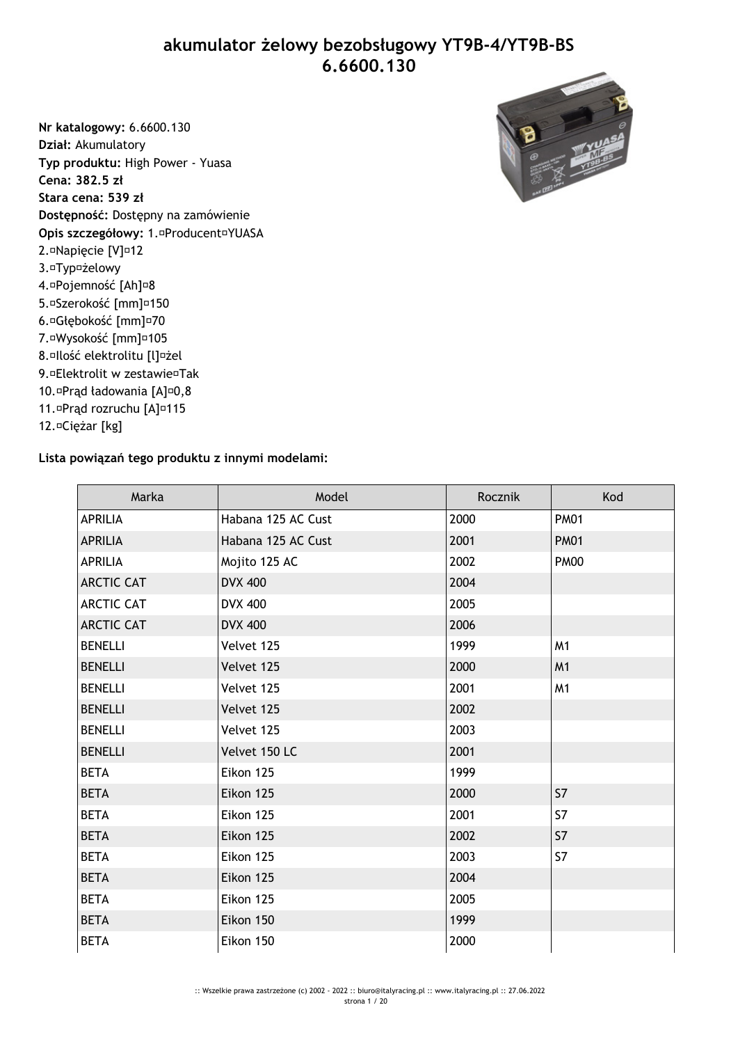# akumulator żelowy bezobsługowy YT9B-4/YT9B-BS 6.6600.130

**Nr katalogowy:** 6.6600.130
**Dział:** Akumulatory
**Typ produktu:** High Power - Yuasa
**Cena: 382.5 zł**
**Stara cena: 539 zł**
**Dostępność:** Dostępny na zamówienie
**Opis szczegółowy:** 1.¤Producent¤YUASA
2.¤Napięcie [V]¤12
3.¤Typ¤żelowy
4.¤Pojemność [Ah]¤8
5.¤Szerokość [mm]¤150
6.¤Głębokość [mm]¤70
7.¤Wysokość [mm]¤105
8.¤Ilość elektrolitu [l]¤żel
9.¤Elektrolit w zestawie¤Tak
10.¤Prąd ładowania [A]¤0,8
11.¤Prąd rozruchu [A]¤115
12.¤Ciężar [kg]

**Lista powiązań tego produktu z innymi modelami:**

| Marka | Model | Rocznik | Kod |
|---|---|---|---|
| APRILIA | Habana 125 AC Cust | 2000 | PM01 |
| APRILIA | Habana 125 AC Cust | 2001 | PM01 |
| APRILIA | Mojito 125 AC | 2002 | PM00 |
| ARCTIC CAT | DVX 400 | 2004 | |
| ARCTIC CAT | DVX 400 | 2005 | |
| ARCTIC CAT | DVX 400 | 2006 | |
| BENELLI | Velvet 125 | 1999 | M1 |
| BENELLI | Velvet 125 | 2000 | M1 |
| BENELLI | Velvet 125 | 2001 | M1 |
| BENELLI | Velvet 125 | 2002 | |
| BENELLI | Velvet 125 | 2003 | |
| BENELLI | Velvet 150 LC | 2001 | |
| BETA | Eikon 125 | 1999 | |
| BETA | Eikon 125 | 2000 | S7 |
| BETA | Eikon 125 | 2001 | S7 |
| BETA | Eikon 125 | 2002 | S7 |
| BETA | Eikon 125 | 2003 | S7 |
| BETA | Eikon 125 | 2004 | |
| BETA | Eikon 125 | 2005 | |
| BETA | Eikon 150 | 1999 | |
| BETA | Eikon 150 | 2000 | |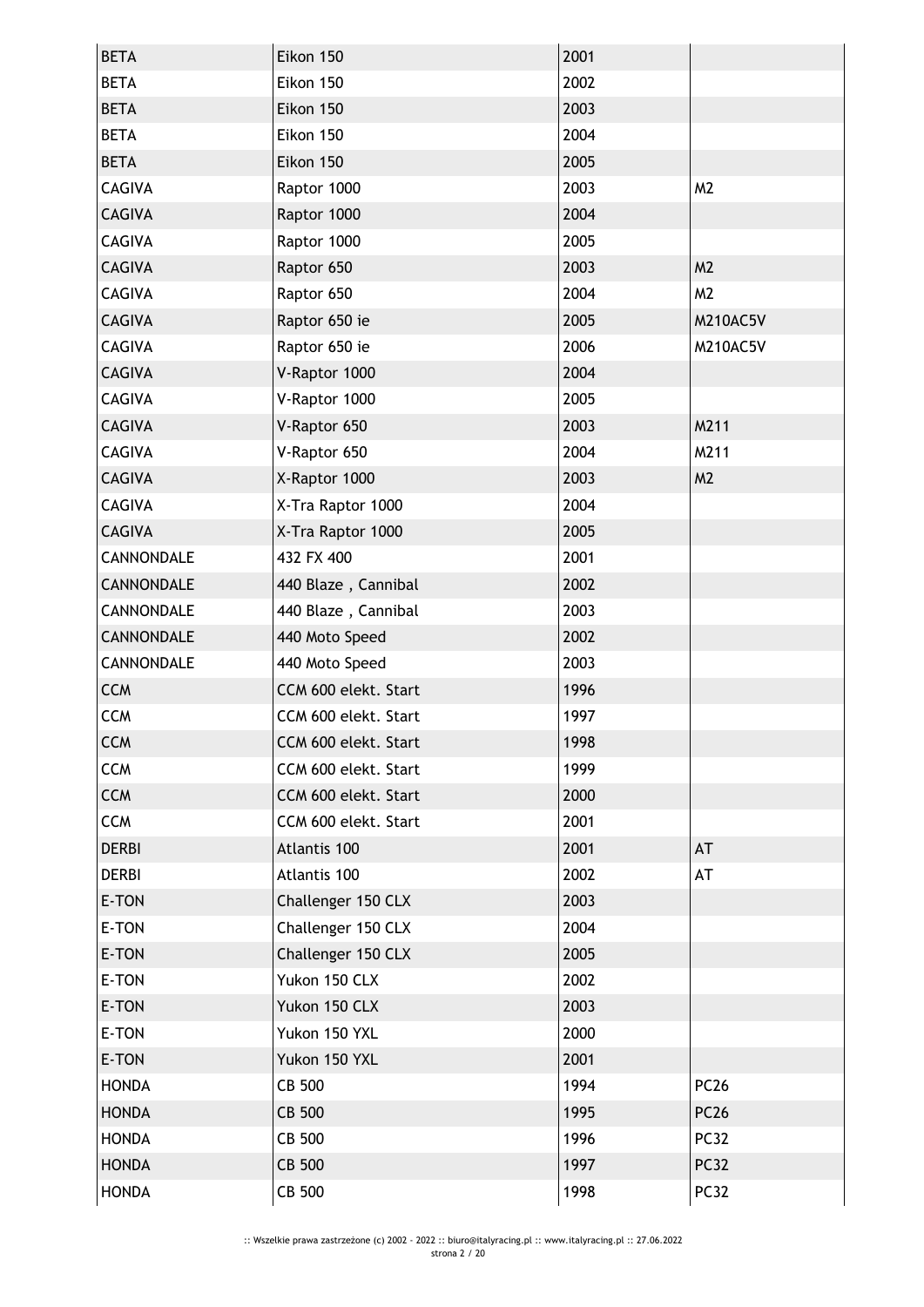| BETA | Eikon 150 | 2001 | |
|---|---|---|---|
| BETA | Eikon 150 | 2002 | |
| BETA | Eikon 150 | 2003 | |
| BETA | Eikon 150 | 2004 | |
| BETA | Eikon 150 | 2005 | |
| CAGIVA | Raptor 1000 | 2003 | M2 |
| CAGIVA | Raptor 1000 | 2004 | |
| CAGIVA | Raptor 1000 | 2005 | |
| CAGIVA | Raptor 650 | 2003 | M2 |
| CAGIVA | Raptor 650 | 2004 | M2 |
| CAGIVA | Raptor 650 ie | 2005 | M210AC5V |
| CAGIVA | Raptor 650 ie | 2006 | M210AC5V |
| CAGIVA | V-Raptor 1000 | 2004 | |
| CAGIVA | V-Raptor 1000 | 2005 | |
| CAGIVA | V-Raptor 650 | 2003 | M211 |
| CAGIVA | V-Raptor 650 | 2004 | M211 |
| CAGIVA | X-Raptor 1000 | 2003 | M2 |
| CAGIVA | X-Tra Raptor 1000 | 2004 | |
| CAGIVA | X-Tra Raptor 1000 | 2005 | |
| CANNONDALE | 432 FX 400 | 2001 | |
| CANNONDALE | 440 Blaze , Cannibal | 2002 | |
| CANNONDALE | 440 Blaze , Cannibal | 2003 | |
| CANNONDALE | 440 Moto Speed | 2002 | |
| CANNONDALE | 440 Moto Speed | 2003 | |
| CCM | CCM 600 elekt. Start | 1996 | |
| CCM | CCM 600 elekt. Start | 1997 | |
| CCM | CCM 600 elekt. Start | 1998 | |
| CCM | CCM 600 elekt. Start | 1999 | |
| CCM | CCM 600 elekt. Start | 2000 | |
| CCM | CCM 600 elekt. Start | 2001 | |
| DERBI | Atlantis 100 | 2001 | AT |
| DERBI | Atlantis 100 | 2002 | AT |
| E-TON | Challenger 150 CLX | 2003 | |
| E-TON | Challenger 150 CLX | 2004 | |
| E-TON | Challenger 150 CLX | 2005 | |
| E-TON | Yukon 150 CLX | 2002 | |
| E-TON | Yukon 150 CLX | 2003 | |
| E-TON | Yukon 150 YXL | 2000 | |
| E-TON | Yukon 150 YXL | 2001 | |
| HONDA | CB 500 | 1994 | PC26 |
| HONDA | CB 500 | 1995 | PC26 |
| HONDA | CB 500 | 1996 | PC32 |
| HONDA | CB 500 | 1997 | PC32 |
| HONDA | CB 500 | 1998 | PC32 |

:: Wszelkie prawa zastrzeżone (c) 2002 - 2022 :: biuro@italyracing.pl :: www.italyracing.pl :: 27.06.2022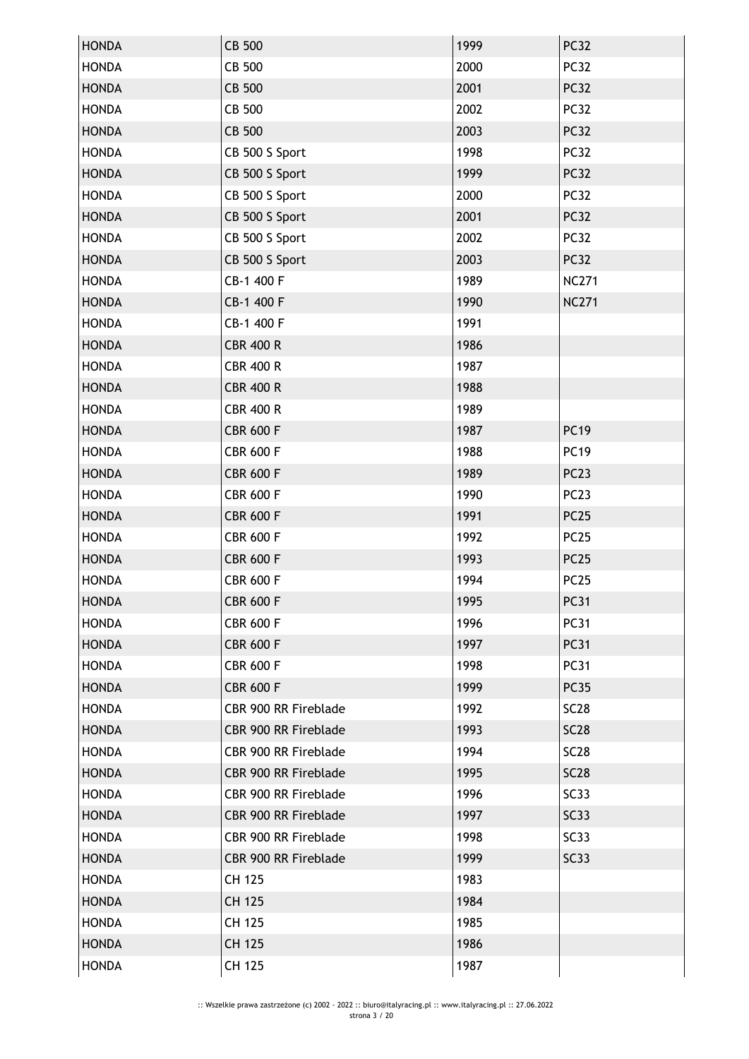| HONDA | CB 500 | 1999 | PC32 |
|---|---|---|---|
| HONDA | CB 500 | 2000 | PC32 |
| HONDA | CB 500 | 2001 | PC32 |
| HONDA | CB 500 | 2002 | PC32 |
| HONDA | CB 500 | 2003 | PC32 |
| HONDA | CB 500 S Sport | 1998 | PC32 |
| HONDA | CB 500 S Sport | 1999 | PC32 |
| HONDA | CB 500 S Sport | 2000 | PC32 |
| HONDA | CB 500 S Sport | 2001 | PC32 |
| HONDA | CB 500 S Sport | 2002 | PC32 |
| HONDA | CB 500 S Sport | 2003 | PC32 |
| HONDA | CB-1 400 F | 1989 | NC271 |
| HONDA | CB-1 400 F | 1990 | NC271 |
| HONDA | CB-1 400 F | 1991 | |
| HONDA | CBR 400 R | 1986 | |
| HONDA | CBR 400 R | 1987 | |
| HONDA | CBR 400 R | 1988 | |
| HONDA | CBR 400 R | 1989 | |
| HONDA | CBR 600 F | 1987 | PC19 |
| HONDA | CBR 600 F | 1988 | PC19 |
| HONDA | CBR 600 F | 1989 | PC23 |
| HONDA | CBR 600 F | 1990 | PC23 |
| HONDA | CBR 600 F | 1991 | PC25 |
| HONDA | CBR 600 F | 1992 | PC25 |
| HONDA | CBR 600 F | 1993 | PC25 |
| HONDA | CBR 600 F | 1994 | PC25 |
| HONDA | CBR 600 F | 1995 | PC31 |
| HONDA | CBR 600 F | 1996 | PC31 |
| HONDA | CBR 600 F | 1997 | PC31 |
| HONDA | CBR 600 F | 1998 | PC31 |
| HONDA | CBR 600 F | 1999 | PC35 |
| HONDA | CBR 900 RR Fireblade | 1992 | SC28 |
| HONDA | CBR 900 RR Fireblade | 1993 | SC28 |
| HONDA | CBR 900 RR Fireblade | 1994 | SC28 |
| HONDA | CBR 900 RR Fireblade | 1995 | SC28 |
| HONDA | CBR 900 RR Fireblade | 1996 | SC33 |
| HONDA | CBR 900 RR Fireblade | 1997 | SC33 |
| HONDA | CBR 900 RR Fireblade | 1998 | SC33 |
| HONDA | CBR 900 RR Fireblade | 1999 | SC33 |
| HONDA | CH 125 | 1983 | |
| HONDA | CH 125 | 1984 | |
| HONDA | CH 125 | 1985 | |
| HONDA | CH 125 | 1986 | |
| HONDA | CH 125 | 1987 | |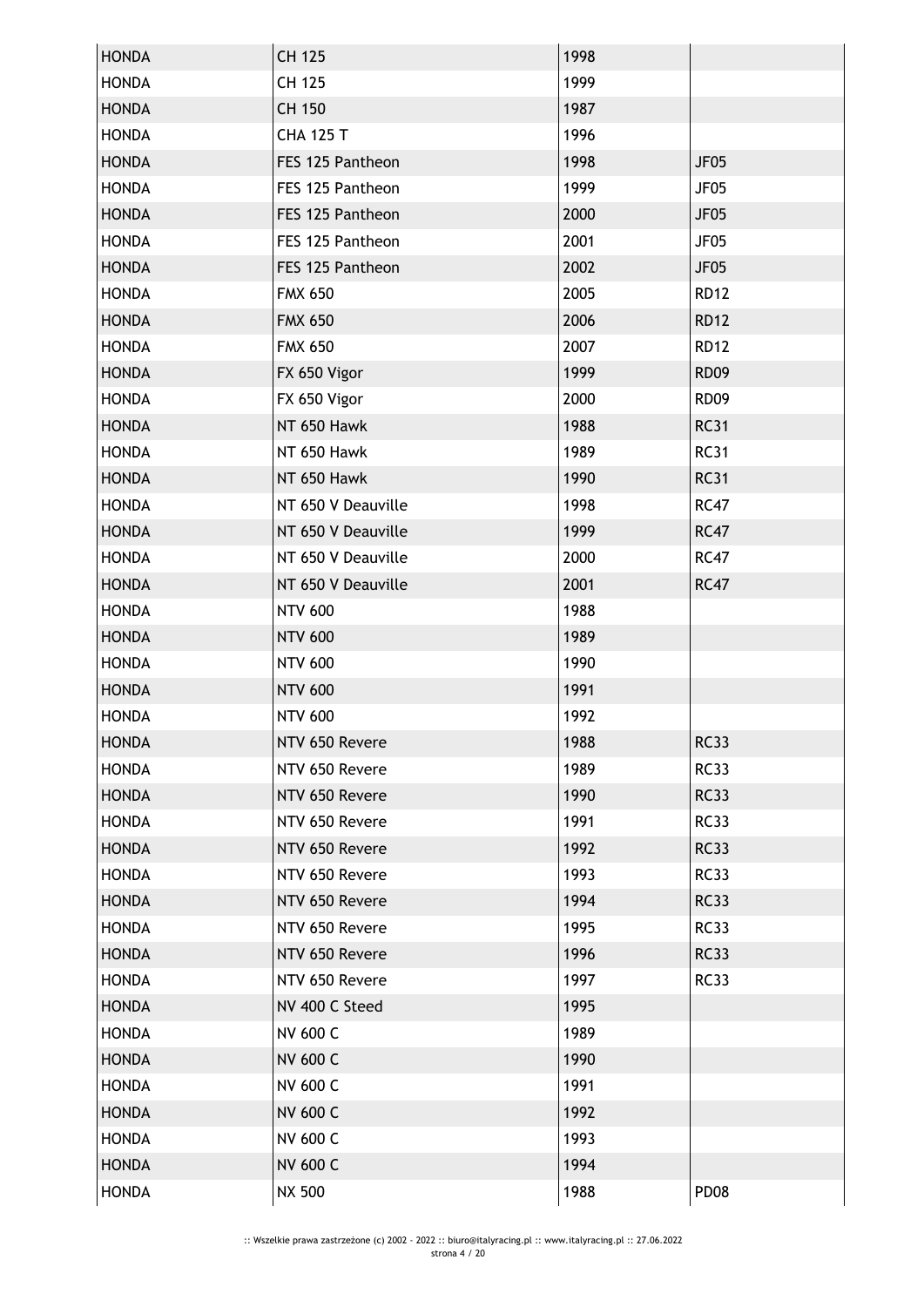| HONDA | CH 125 | 1998 | |
|---|---|---|---|
| HONDA | CH 125 | 1999 | |
| HONDA | CH 150 | 1987 | |
| HONDA | CHA 125 T | 1996 | |
| HONDA | FES 125 Pantheon | 1998 | JF05 |
| HONDA | FES 125 Pantheon | 1999 | JF05 |
| HONDA | FES 125 Pantheon | 2000 | JF05 |
| HONDA | FES 125 Pantheon | 2001 | JF05 |
| HONDA | FES 125 Pantheon | 2002 | JF05 |
| HONDA | FMX 650 | 2005 | RD12 |
| HONDA | FMX 650 | 2006 | RD12 |
| HONDA | FMX 650 | 2007 | RD12 |
| HONDA | FX 650 Vigor | 1999 | RD09 |
| HONDA | FX 650 Vigor | 2000 | RD09 |
| HONDA | NT 650 Hawk | 1988 | RC31 |
| HONDA | NT 650 Hawk | 1989 | RC31 |
| HONDA | NT 650 Hawk | 1990 | RC31 |
| HONDA | NT 650 V Deauville | 1998 | RC47 |
| HONDA | NT 650 V Deauville | 1999 | RC47 |
| HONDA | NT 650 V Deauville | 2000 | RC47 |
| HONDA | NT 650 V Deauville | 2001 | RC47 |
| HONDA | NTV 600 | 1988 | |
| HONDA | NTV 600 | 1989 | |
| HONDA | NTV 600 | 1990 | |
| HONDA | NTV 600 | 1991 | |
| HONDA | NTV 600 | 1992 | |
| HONDA | NTV 650 Revere | 1988 | RC33 |
| HONDA | NTV 650 Revere | 1989 | RC33 |
| HONDA | NTV 650 Revere | 1990 | RC33 |
| HONDA | NTV 650 Revere | 1991 | RC33 |
| HONDA | NTV 650 Revere | 1992 | RC33 |
| HONDA | NTV 650 Revere | 1993 | RC33 |
| HONDA | NTV 650 Revere | 1994 | RC33 |
| HONDA | NTV 650 Revere | 1995 | RC33 |
| HONDA | NTV 650 Revere | 1996 | RC33 |
| HONDA | NTV 650 Revere | 1997 | RC33 |
| HONDA | NV 400 C Steed | 1995 | |
| HONDA | NV 600 C | 1989 | |
| HONDA | NV 600 C | 1990 | |
| HONDA | NV 600 C | 1991 | |
| HONDA | NV 600 C | 1992 | |
| HONDA | NV 600 C | 1993 | |
| HONDA | NV 600 C | 1994 | |
| HONDA | NX 500 | 1988 | PD08 |

:: Wszelkie prawa zastrzeżone (c) 2002 - 2022 :: biuro@italyracing.pl :: www.italyracing.pl :: 27.06.2022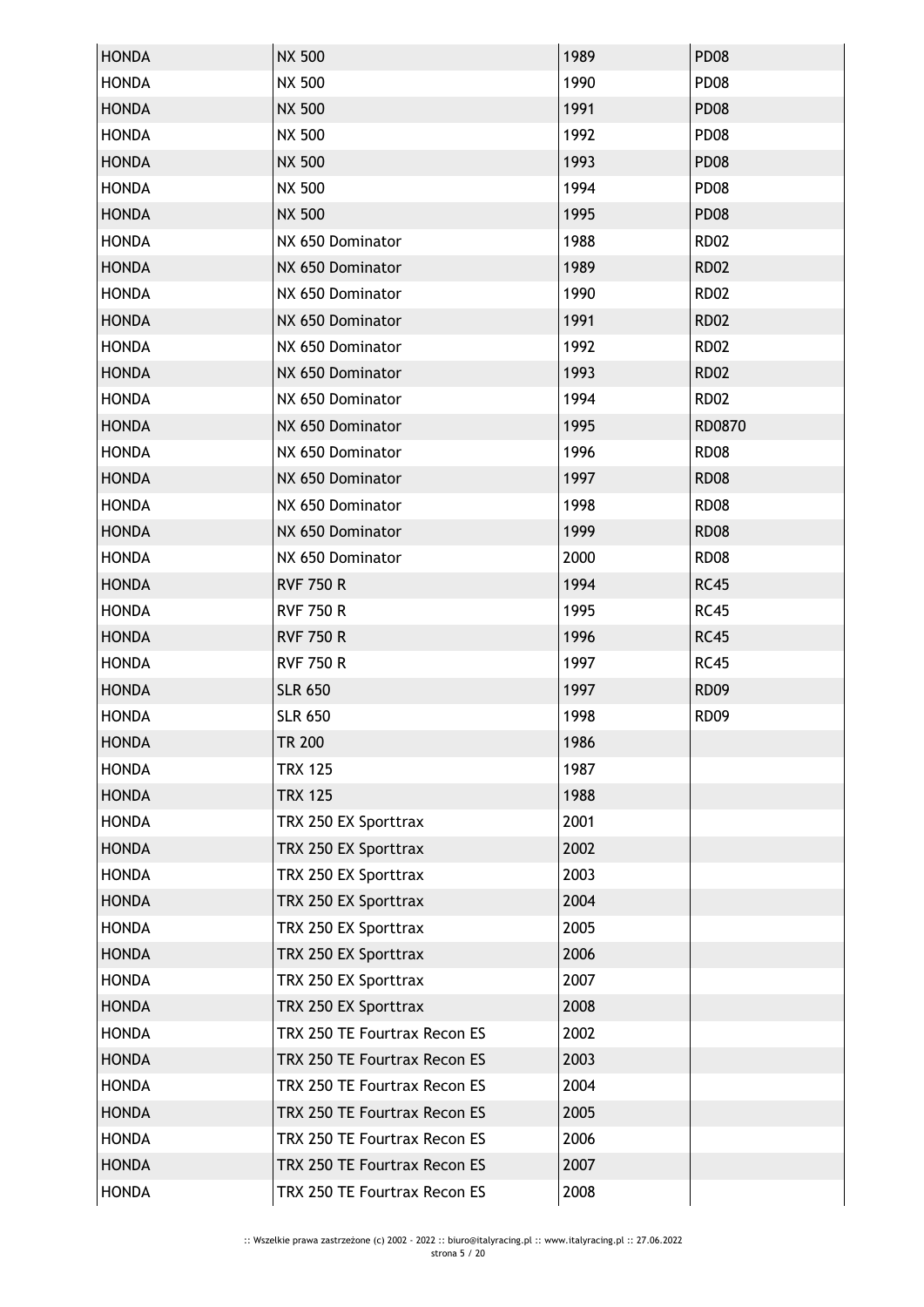| HONDA | NX 500 | 1989 | PD08 |
|---|---|---|---|
| HONDA | NX 500 | 1990 | PD08 |
| HONDA | NX 500 | 1991 | PD08 |
| HONDA | NX 500 | 1992 | PD08 |
| HONDA | NX 500 | 1993 | PD08 |
| HONDA | NX 500 | 1994 | PD08 |
| HONDA | NX 500 | 1995 | PD08 |
| HONDA | NX 650 Dominator | 1988 | RD02 |
| HONDA | NX 650 Dominator | 1989 | RD02 |
| HONDA | NX 650 Dominator | 1990 | RD02 |
| HONDA | NX 650 Dominator | 1991 | RD02 |
| HONDA | NX 650 Dominator | 1992 | RD02 |
| HONDA | NX 650 Dominator | 1993 | RD02 |
| HONDA | NX 650 Dominator | 1994 | RD02 |
| HONDA | NX 650 Dominator | 1995 | RD0870 |
| HONDA | NX 650 Dominator | 1996 | RD08 |
| HONDA | NX 650 Dominator | 1997 | RD08 |
| HONDA | NX 650 Dominator | 1998 | RD08 |
| HONDA | NX 650 Dominator | 1999 | RD08 |
| HONDA | NX 650 Dominator | 2000 | RD08 |
| HONDA | RVF 750 R | 1994 | RC45 |
| HONDA | RVF 750 R | 1995 | RC45 |
| HONDA | RVF 750 R | 1996 | RC45 |
| HONDA | RVF 750 R | 1997 | RC45 |
| HONDA | SLR 650 | 1997 | RD09 |
| HONDA | SLR 650 | 1998 | RD09 |
| HONDA | TR 200 | 1986 | |
| HONDA | TRX 125 | 1987 | |
| HONDA | TRX 125 | 1988 | |
| HONDA | TRX 250 EX Sporttrax | 2001 | |
| HONDA | TRX 250 EX Sporttrax | 2002 | |
| HONDA | TRX 250 EX Sporttrax | 2003 | |
| HONDA | TRX 250 EX Sporttrax | 2004 | |
| HONDA | TRX 250 EX Sporttrax | 2005 | |
| HONDA | TRX 250 EX Sporttrax | 2006 | |
| HONDA | TRX 250 EX Sporttrax | 2007 | |
| HONDA | TRX 250 EX Sporttrax | 2008 | |
| HONDA | TRX 250 TE Fourtrax Recon ES | 2002 | |
| HONDA | TRX 250 TE Fourtrax Recon ES | 2003 | |
| HONDA | TRX 250 TE Fourtrax Recon ES | 2004 | |
| HONDA | TRX 250 TE Fourtrax Recon ES | 2005 | |
| HONDA | TRX 250 TE Fourtrax Recon ES | 2006 | |
| HONDA | TRX 250 TE Fourtrax Recon ES | 2007 | |
| HONDA | TRX 250 TE Fourtrax Recon ES | 2008 | |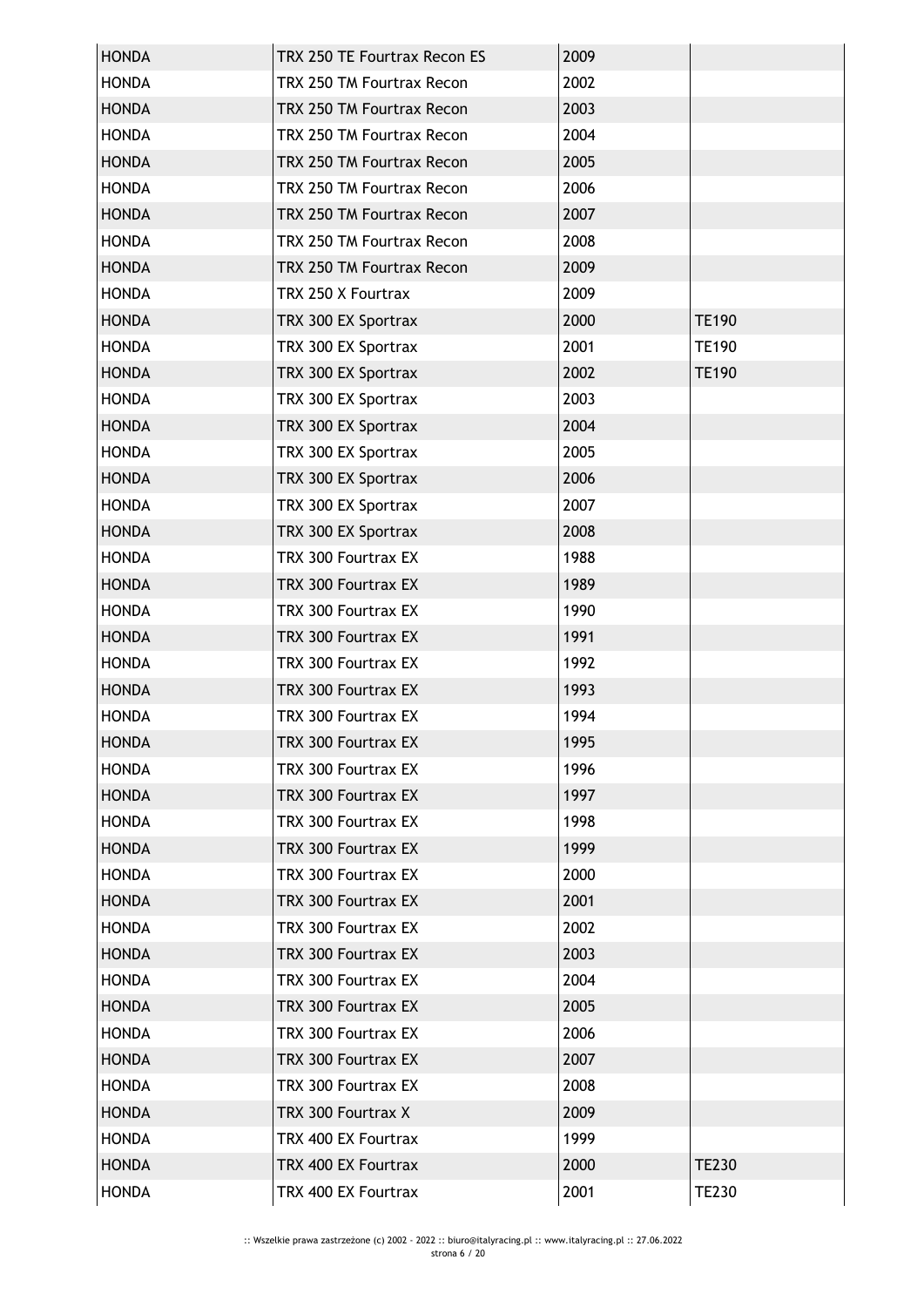| HONDA | TRX 250 TE Fourtrax Recon ES | 2009 | |
|---|---|---|---|
| HONDA | TRX 250 TM Fourtrax Recon | 2002 | |
| HONDA | TRX 250 TM Fourtrax Recon | 2003 | |
| HONDA | TRX 250 TM Fourtrax Recon | 2004 | |
| HONDA | TRX 250 TM Fourtrax Recon | 2005 | |
| HONDA | TRX 250 TM Fourtrax Recon | 2006 | |
| HONDA | TRX 250 TM Fourtrax Recon | 2007 | |
| HONDA | TRX 250 TM Fourtrax Recon | 2008 | |
| HONDA | TRX 250 TM Fourtrax Recon | 2009 | |
| HONDA | TRX 250 X Fourtrax | 2009 | |
| HONDA | TRX 300 EX Sportrax | 2000 | TE190 |
| HONDA | TRX 300 EX Sportrax | 2001 | TE190 |
| HONDA | TRX 300 EX Sportrax | 2002 | TE190 |
| HONDA | TRX 300 EX Sportrax | 2003 | |
| HONDA | TRX 300 EX Sportrax | 2004 | |
| HONDA | TRX 300 EX Sportrax | 2005 | |
| HONDA | TRX 300 EX Sportrax | 2006 | |
| HONDA | TRX 300 EX Sportrax | 2007 | |
| HONDA | TRX 300 EX Sportrax | 2008 | |
| HONDA | TRX 300 Fourtrax EX | 1988 | |
| HONDA | TRX 300 Fourtrax EX | 1989 | |
| HONDA | TRX 300 Fourtrax EX | 1990 | |
| HONDA | TRX 300 Fourtrax EX | 1991 | |
| HONDA | TRX 300 Fourtrax EX | 1992 | |
| HONDA | TRX 300 Fourtrax EX | 1993 | |
| HONDA | TRX 300 Fourtrax EX | 1994 | |
| HONDA | TRX 300 Fourtrax EX | 1995 | |
| HONDA | TRX 300 Fourtrax EX | 1996 | |
| HONDA | TRX 300 Fourtrax EX | 1997 | |
| HONDA | TRX 300 Fourtrax EX | 1998 | |
| HONDA | TRX 300 Fourtrax EX | 1999 | |
| HONDA | TRX 300 Fourtrax EX | 2000 | |
| HONDA | TRX 300 Fourtrax EX | 2001 | |
| HONDA | TRX 300 Fourtrax EX | 2002 | |
| HONDA | TRX 300 Fourtrax EX | 2003 | |
| HONDA | TRX 300 Fourtrax EX | 2004 | |
| HONDA | TRX 300 Fourtrax EX | 2005 | |
| HONDA | TRX 300 Fourtrax EX | 2006 | |
| HONDA | TRX 300 Fourtrax EX | 2007 | |
| HONDA | TRX 300 Fourtrax EX | 2008 | |
| HONDA | TRX 300 Fourtrax X | 2009 | |
| HONDA | TRX 400 EX Fourtrax | 1999 | |
| HONDA | TRX 400 EX Fourtrax | 2000 | TE230 |
| HONDA | TRX 400 EX Fourtrax | 2001 | TE230 |

:: Wszelkie prawa zastrzeżone (c) 2002 - 2022 :: biuro@italyracing.pl :: www.italyracing.pl :: 27.06.2022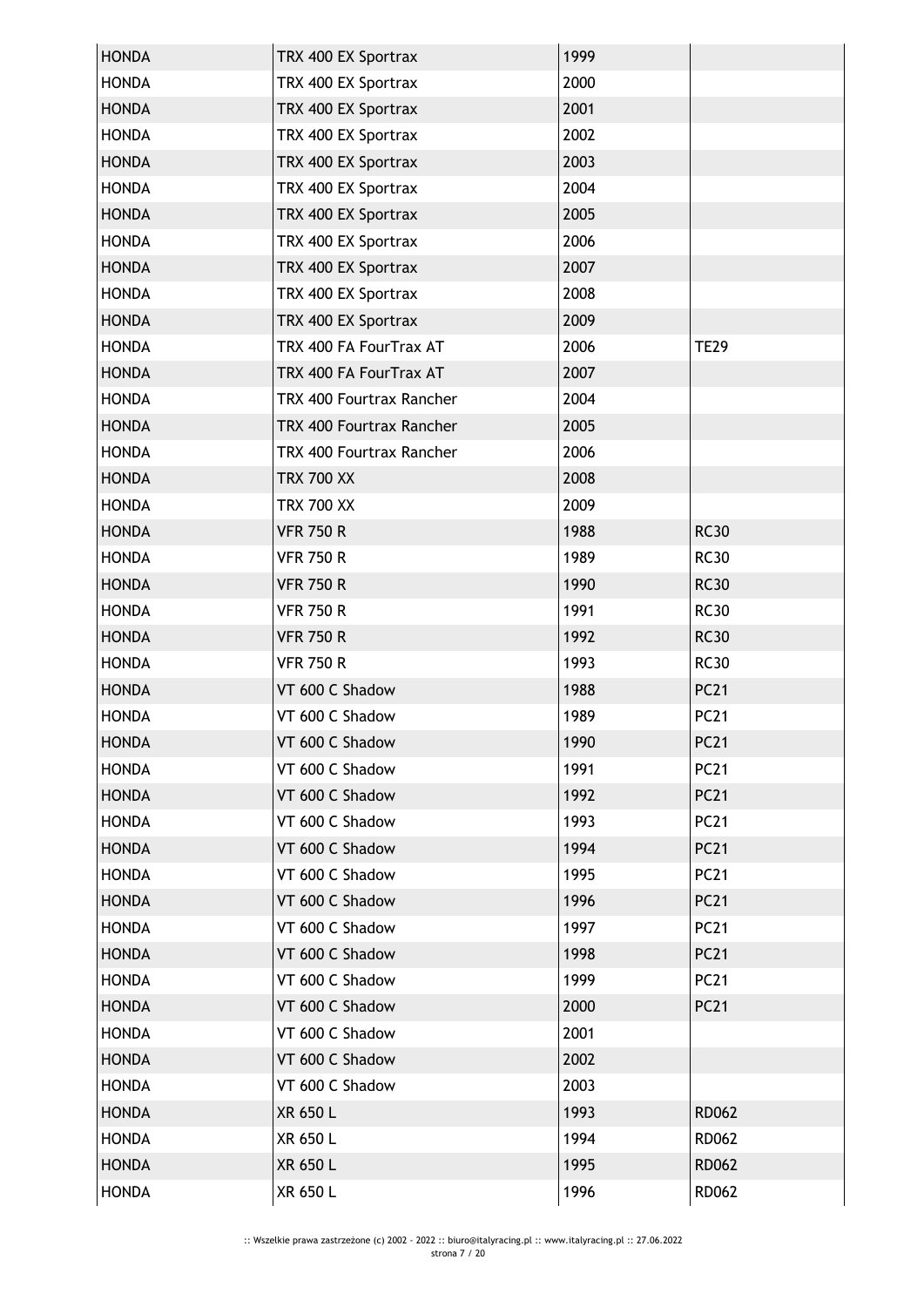| HONDA | TRX 400 EX Sportrax | 1999 | |
|---|---|---|---|
| HONDA | TRX 400 EX Sportrax | 2000 | |
| HONDA | TRX 400 EX Sportrax | 2001 | |
| HONDA | TRX 400 EX Sportrax | 2002 | |
| HONDA | TRX 400 EX Sportrax | 2003 | |
| HONDA | TRX 400 EX Sportrax | 2004 | |
| HONDA | TRX 400 EX Sportrax | 2005 | |
| HONDA | TRX 400 EX Sportrax | 2006 | |
| HONDA | TRX 400 EX Sportrax | 2007 | |
| HONDA | TRX 400 EX Sportrax | 2008 | |
| HONDA | TRX 400 EX Sportrax | 2009 | |
| HONDA | TRX 400 FA FourTrax AT | 2006 | TE29 |
| HONDA | TRX 400 FA FourTrax AT | 2007 | |
| HONDA | TRX 400 Fourtrax Rancher | 2004 | |
| HONDA | TRX 400 Fourtrax Rancher | 2005 | |
| HONDA | TRX 400 Fourtrax Rancher | 2006 | |
| HONDA | TRX 700 XX | 2008 | |
| HONDA | TRX 700 XX | 2009 | |
| HONDA | VFR 750 R | 1988 | RC30 |
| HONDA | VFR 750 R | 1989 | RC30 |
| HONDA | VFR 750 R | 1990 | RC30 |
| HONDA | VFR 750 R | 1991 | RC30 |
| HONDA | VFR 750 R | 1992 | RC30 |
| HONDA | VFR 750 R | 1993 | RC30 |
| HONDA | VT 600 C Shadow | 1988 | PC21 |
| HONDA | VT 600 C Shadow | 1989 | PC21 |
| HONDA | VT 600 C Shadow | 1990 | PC21 |
| HONDA | VT 600 C Shadow | 1991 | PC21 |
| HONDA | VT 600 C Shadow | 1992 | PC21 |
| HONDA | VT 600 C Shadow | 1993 | PC21 |
| HONDA | VT 600 C Shadow | 1994 | PC21 |
| HONDA | VT 600 C Shadow | 1995 | PC21 |
| HONDA | VT 600 C Shadow | 1996 | PC21 |
| HONDA | VT 600 C Shadow | 1997 | PC21 |
| HONDA | VT 600 C Shadow | 1998 | PC21 |
| HONDA | VT 600 C Shadow | 1999 | PC21 |
| HONDA | VT 600 C Shadow | 2000 | PC21 |
| HONDA | VT 600 C Shadow | 2001 | |
| HONDA | VT 600 C Shadow | 2002 | |
| HONDA | VT 600 C Shadow | 2003 | |
| HONDA | XR 650 L | 1993 | RD062 |
| HONDA | XR 650 L | 1994 | RD062 |
| HONDA | XR 650 L | 1995 | RD062 |
| HONDA | XR 650 L | 1996 | RD062 |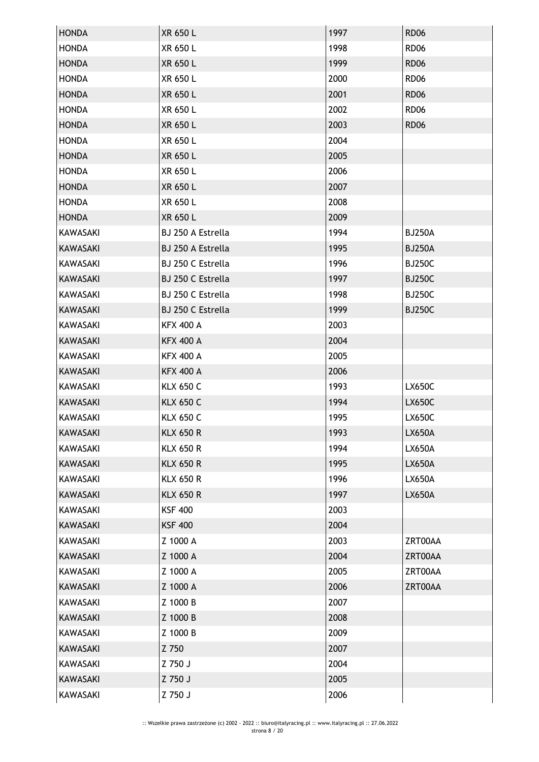| | | | |
|---|---|---|---|
| HONDA | XR 650 L | 1997 | RD06 |
| HONDA | XR 650 L | 1998 | RD06 |
| HONDA | XR 650 L | 1999 | RD06 |
| HONDA | XR 650 L | 2000 | RD06 |
| HONDA | XR 650 L | 2001 | RD06 |
| HONDA | XR 650 L | 2002 | RD06 |
| HONDA | XR 650 L | 2003 | RD06 |
| HONDA | XR 650 L | 2004 | |
| HONDA | XR 650 L | 2005 | |
| HONDA | XR 650 L | 2006 | |
| HONDA | XR 650 L | 2007 | |
| HONDA | XR 650 L | 2008 | |
| HONDA | XR 650 L | 2009 | |
| KAWASAKI | BJ 250 A Estrella | 1994 | BJ250A |
| KAWASAKI | BJ 250 A Estrella | 1995 | BJ250A |
| KAWASAKI | BJ 250 C Estrella | 1996 | BJ250C |
| KAWASAKI | BJ 250 C Estrella | 1997 | BJ250C |
| KAWASAKI | BJ 250 C Estrella | 1998 | BJ250C |
| KAWASAKI | BJ 250 C Estrella | 1999 | BJ250C |
| KAWASAKI | KFX 400 A | 2003 | |
| KAWASAKI | KFX 400 A | 2004 | |
| KAWASAKI | KFX 400 A | 2005 | |
| KAWASAKI | KFX 400 A | 2006 | |
| KAWASAKI | KLX 650 C | 1993 | LX650C |
| KAWASAKI | KLX 650 C | 1994 | LX650C |
| KAWASAKI | KLX 650 C | 1995 | LX650C |
| KAWASAKI | KLX 650 R | 1993 | LX650A |
| KAWASAKI | KLX 650 R | 1994 | LX650A |
| KAWASAKI | KLX 650 R | 1995 | LX650A |
| KAWASAKI | KLX 650 R | 1996 | LX650A |
| KAWASAKI | KLX 650 R | 1997 | LX650A |
| KAWASAKI | KSF 400 | 2003 | |
| KAWASAKI | KSF 400 | 2004 | |
| KAWASAKI | Z 1000 A | 2003 | ZRT00AA |
| KAWASAKI | Z 1000 A | 2004 | ZRT00AA |
| KAWASAKI | Z 1000 A | 2005 | ZRT00AA |
| KAWASAKI | Z 1000 A | 2006 | ZRT00AA |
| KAWASAKI | Z 1000 B | 2007 | |
| KAWASAKI | Z 1000 B | 2008 | |
| KAWASAKI | Z 1000 B | 2009 | |
| KAWASAKI | Z 750 | 2007 | |
| KAWASAKI | Z 750 J | 2004 | |
| KAWASAKI | Z 750 J | 2005 | |
| KAWASAKI | Z 750 J | 2006 | |

:: Wszelkie prawa zastrzeżone (c) 2002 - 2022 :: biuro@italyracing.pl :: www.italyracing.pl :: 27.06.2022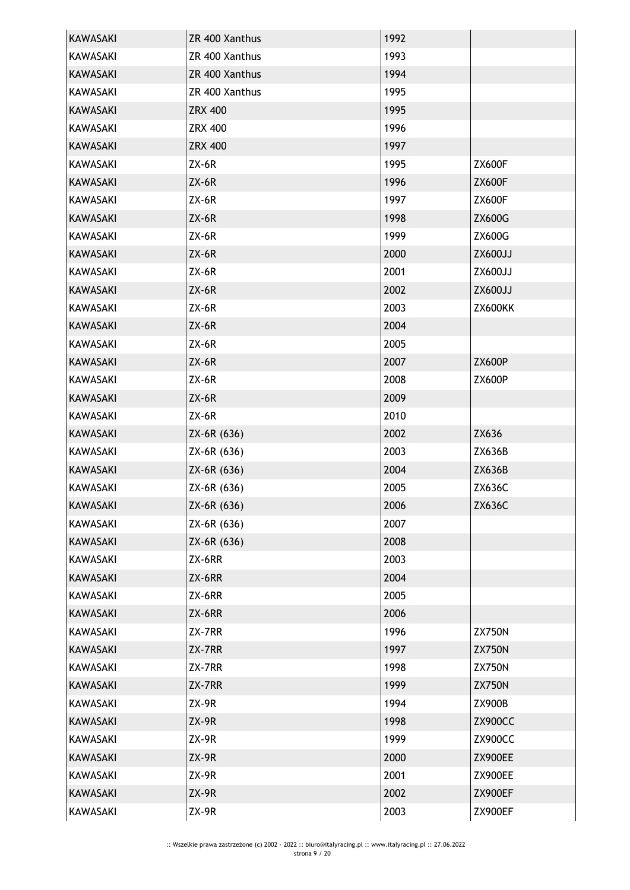| KAWASAKI | ZR 400 Xanthus | 1992 | |
|---|---|---|---|
| KAWASAKI | ZR 400 Xanthus | 1993 | |
| KAWASAKI | ZR 400 Xanthus | 1994 | |
| KAWASAKI | ZR 400 Xanthus | 1995 | |
| KAWASAKI | ZRX 400 | 1995 | |
| KAWASAKI | ZRX 400 | 1996 | |
| KAWASAKI | ZRX 400 | 1997 | |
| KAWASAKI | ZX-6R | 1995 | ZX600F |
| KAWASAKI | ZX-6R | 1996 | ZX600F |
| KAWASAKI | ZX-6R | 1997 | ZX600F |
| KAWASAKI | ZX-6R | 1998 | ZX600G |
| KAWASAKI | ZX-6R | 1999 | ZX600G |
| KAWASAKI | ZX-6R | 2000 | ZX600JJ |
| KAWASAKI | ZX-6R | 2001 | ZX600JJ |
| KAWASAKI | ZX-6R | 2002 | ZX600JJ |
| KAWASAKI | ZX-6R | 2003 | ZX600KK |
| KAWASAKI | ZX-6R | 2004 | |
| KAWASAKI | ZX-6R | 2005 | |
| KAWASAKI | ZX-6R | 2007 | ZX600P |
| KAWASAKI | ZX-6R | 2008 | ZX600P |
| KAWASAKI | ZX-6R | 2009 | |
| KAWASAKI | ZX-6R | 2010 | |
| KAWASAKI | ZX-6R (636) | 2002 | ZX636 |
| KAWASAKI | ZX-6R (636) | 2003 | ZX636B |
| KAWASAKI | ZX-6R (636) | 2004 | ZX636B |
| KAWASAKI | ZX-6R (636) | 2005 | ZX636C |
| KAWASAKI | ZX-6R (636) | 2006 | ZX636C |
| KAWASAKI | ZX-6R (636) | 2007 | |
| KAWASAKI | ZX-6R (636) | 2008 | |
| KAWASAKI | ZX-6RR | 2003 | |
| KAWASAKI | ZX-6RR | 2004 | |
| KAWASAKI | ZX-6RR | 2005 | |
| KAWASAKI | ZX-6RR | 2006 | |
| KAWASAKI | ZX-7RR | 1996 | ZX750N |
| KAWASAKI | ZX-7RR | 1997 | ZX750N |
| KAWASAKI | ZX-7RR | 1998 | ZX750N |
| KAWASAKI | ZX-7RR | 1999 | ZX750N |
| KAWASAKI | ZX-9R | 1994 | ZX900B |
| KAWASAKI | ZX-9R | 1998 | ZX900CC |
| KAWASAKI | ZX-9R | 1999 | ZX900CC |
| KAWASAKI | ZX-9R | 2000 | ZX900EE |
| KAWASAKI | ZX-9R | 2001 | ZX900EE |
| KAWASAKI | ZX-9R | 2002 | ZX900EF |
| KAWASAKI | ZX-9R | 2003 | ZX900EF |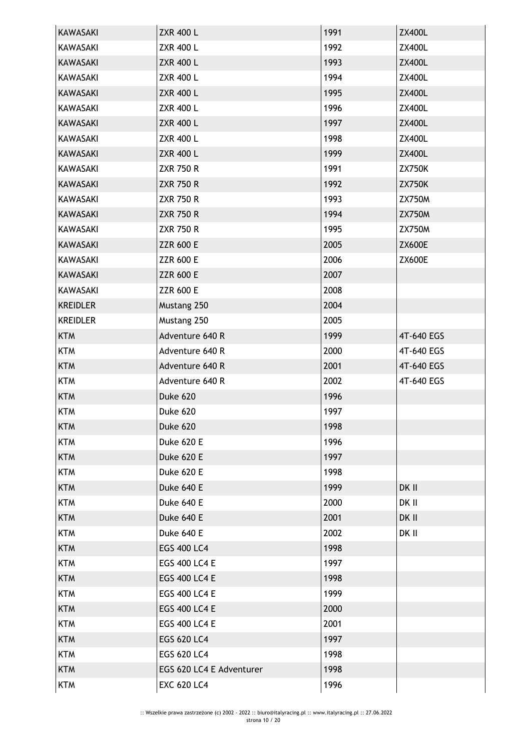| KAWASAKI | ZXR 400 L | 1991 | ZX400L |
|---|---|---|---|
| KAWASAKI | ZXR 400 L | 1992 | ZX400L |
| KAWASAKI | ZXR 400 L | 1993 | ZX400L |
| KAWASAKI | ZXR 400 L | 1994 | ZX400L |
| KAWASAKI | ZXR 400 L | 1995 | ZX400L |
| KAWASAKI | ZXR 400 L | 1996 | ZX400L |
| KAWASAKI | ZXR 400 L | 1997 | ZX400L |
| KAWASAKI | ZXR 400 L | 1998 | ZX400L |
| KAWASAKI | ZXR 400 L | 1999 | ZX400L |
| KAWASAKI | ZXR 750 R | 1991 | ZX750K |
| KAWASAKI | ZXR 750 R | 1992 | ZX750K |
| KAWASAKI | ZXR 750 R | 1993 | ZX750M |
| KAWASAKI | ZXR 750 R | 1994 | ZX750M |
| KAWASAKI | ZXR 750 R | 1995 | ZX750M |
| KAWASAKI | ZZR 600 E | 2005 | ZX600E |
| KAWASAKI | ZZR 600 E | 2006 | ZX600E |
| KAWASAKI | ZZR 600 E | 2007 | |
| KAWASAKI | ZZR 600 E | 2008 | |
| KREIDLER | Mustang 250 | 2004 | |
| KREIDLER | Mustang 250 | 2005 | |
| KTM | Adventure 640 R | 1999 | 4T-640 EGS |
| KTM | Adventure 640 R | 2000 | 4T-640 EGS |
| KTM | Adventure 640 R | 2001 | 4T-640 EGS |
| KTM | Adventure 640 R | 2002 | 4T-640 EGS |
| KTM | Duke 620 | 1996 | |
| KTM | Duke 620 | 1997 | |
| KTM | Duke 620 | 1998 | |
| KTM | Duke 620 E | 1996 | |
| KTM | Duke 620 E | 1997 | |
| KTM | Duke 620 E | 1998 | |
| KTM | Duke 640 E | 1999 | DK II |
| KTM | Duke 640 E | 2000 | DK II |
| KTM | Duke 640 E | 2001 | DK II |
| KTM | Duke 640 E | 2002 | DK II |
| KTM | EGS 400 LC4 | 1998 | |
| KTM | EGS 400 LC4 E | 1997 | |
| KTM | EGS 400 LC4 E | 1998 | |
| KTM | EGS 400 LC4 E | 1999 | |
| KTM | EGS 400 LC4 E | 2000 | |
| KTM | EGS 400 LC4 E | 2001 | |
| KTM | EGS 620 LC4 | 1997 | |
| KTM | EGS 620 LC4 | 1998 | |
| KTM | EGS 620 LC4 E Adventurer | 1998 | |
| KTM | EXC 620 LC4 | 1996 | |

:: Wszelkie prawa zastrzeżone (c) 2002 - 2022 :: biuro@italyracing.pl :: www.italyracing.pl :: 27.06.2022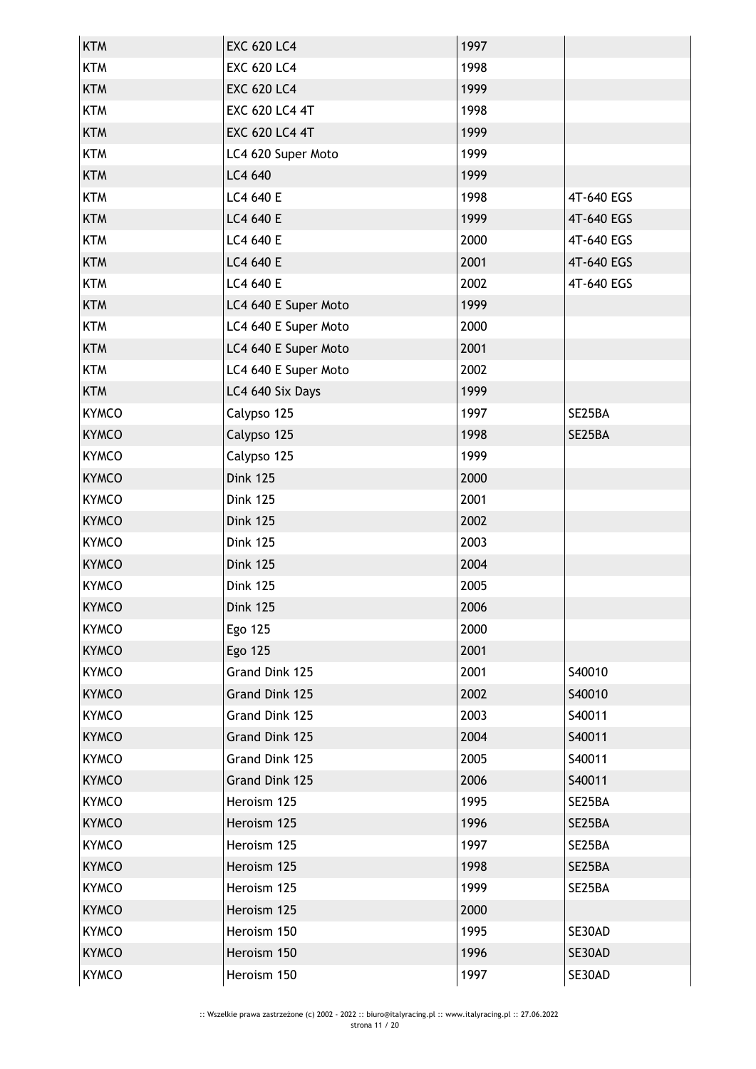| | | | |
|---|---|---|---|
| KTM | EXC 620 LC4 | 1997 | |
| KTM | EXC 620 LC4 | 1998 | |
| KTM | EXC 620 LC4 | 1999 | |
| KTM | EXC 620 LC4 4T | 1998 | |
| KTM | EXC 620 LC4 4T | 1999 | |
| KTM | LC4 620 Super Moto | 1999 | |
| KTM | LC4 640 | 1999 | |
| KTM | LC4 640 E | 1998 | 4T-640 EGS |
| KTM | LC4 640 E | 1999 | 4T-640 EGS |
| KTM | LC4 640 E | 2000 | 4T-640 EGS |
| KTM | LC4 640 E | 2001 | 4T-640 EGS |
| KTM | LC4 640 E | 2002 | 4T-640 EGS |
| KTM | LC4 640 E Super Moto | 1999 | |
| KTM | LC4 640 E Super Moto | 2000 | |
| KTM | LC4 640 E Super Moto | 2001 | |
| KTM | LC4 640 E Super Moto | 2002 | |
| KTM | LC4 640 Six Days | 1999 | |
| KYMCO | Calypso 125 | 1997 | SE25BA |
| KYMCO | Calypso 125 | 1998 | SE25BA |
| KYMCO | Calypso 125 | 1999 | |
| KYMCO | Dink 125 | 2000 | |
| KYMCO | Dink 125 | 2001 | |
| KYMCO | Dink 125 | 2002 | |
| KYMCO | Dink 125 | 2003 | |
| KYMCO | Dink 125 | 2004 | |
| KYMCO | Dink 125 | 2005 | |
| KYMCO | Dink 125 | 2006 | |
| KYMCO | Ego 125 | 2000 | |
| KYMCO | Ego 125 | 2001 | |
| KYMCO | Grand Dink 125 | 2001 | S40010 |
| KYMCO | Grand Dink 125 | 2002 | S40010 |
| KYMCO | Grand Dink 125 | 2003 | S40011 |
| KYMCO | Grand Dink 125 | 2004 | S40011 |
| KYMCO | Grand Dink 125 | 2005 | S40011 |
| KYMCO | Grand Dink 125 | 2006 | S40011 |
| KYMCO | Heroism 125 | 1995 | SE25BA |
| KYMCO | Heroism 125 | 1996 | SE25BA |
| KYMCO | Heroism 125 | 1997 | SE25BA |
| KYMCO | Heroism 125 | 1998 | SE25BA |
| KYMCO | Heroism 125 | 1999 | SE25BA |
| KYMCO | Heroism 125 | 2000 | |
| KYMCO | Heroism 150 | 1995 | SE30AD |
| KYMCO | Heroism 150 | 1996 | SE30AD |
| KYMCO | Heroism 150 | 1997 | SE30AD |

:: Wszelkie prawa zastrzeżone (c) 2002 - 2022 :: biuro@italyracing.pl :: www.italyracing.pl :: 27.06.2022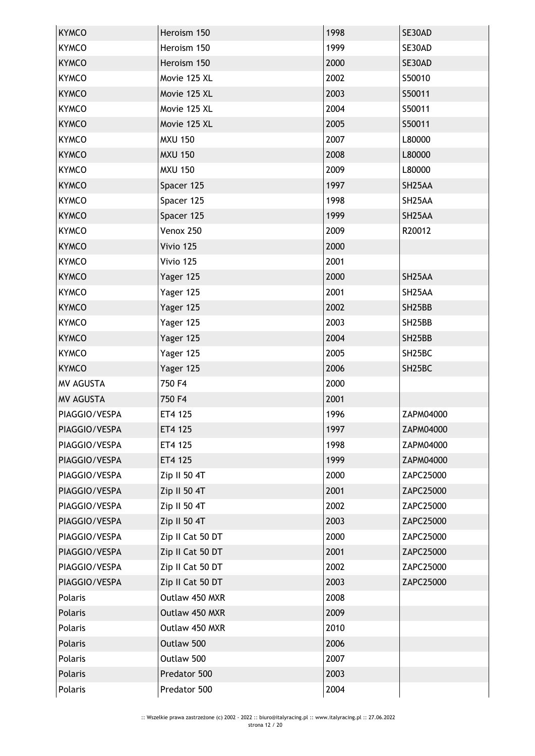| KYMCO | Heroism 150 | 1998 | SE30AD |
|---|---|---|---|
| KYMCO | Heroism 150 | 1999 | SE30AD |
| KYMCO | Heroism 150 | 2000 | SE30AD |
| KYMCO | Movie 125 XL | 2002 | S50010 |
| KYMCO | Movie 125 XL | 2003 | S50011 |
| KYMCO | Movie 125 XL | 2004 | S50011 |
| KYMCO | Movie 125 XL | 2005 | S50011 |
| KYMCO | MXU 150 | 2007 | L80000 |
| KYMCO | MXU 150 | 2008 | L80000 |
| KYMCO | MXU 150 | 2009 | L80000 |
| KYMCO | Spacer 125 | 1997 | SH25AA |
| KYMCO | Spacer 125 | 1998 | SH25AA |
| KYMCO | Spacer 125 | 1999 | SH25AA |
| KYMCO | Venox 250 | 2009 | R20012 |
| KYMCO | Vivio 125 | 2000 | |
| KYMCO | Vivio 125 | 2001 | |
| KYMCO | Yager 125 | 2000 | SH25AA |
| KYMCO | Yager 125 | 2001 | SH25AA |
| KYMCO | Yager 125 | 2002 | SH25BB |
| KYMCO | Yager 125 | 2003 | SH25BB |
| KYMCO | Yager 125 | 2004 | SH25BB |
| KYMCO | Yager 125 | 2005 | SH25BC |
| KYMCO | Yager 125 | 2006 | SH25BC |
| MV AGUSTA | 750 F4 | 2000 | |
| MV AGUSTA | 750 F4 | 2001 | |
| PIAGGIO/VESPA | ET4 125 | 1996 | ZAPM04000 |
| PIAGGIO/VESPA | ET4 125 | 1997 | ZAPM04000 |
| PIAGGIO/VESPA | ET4 125 | 1998 | ZAPM04000 |
| PIAGGIO/VESPA | ET4 125 | 1999 | ZAPM04000 |
| PIAGGIO/VESPA | Zip II 50 4T | 2000 | ZAPC25000 |
| PIAGGIO/VESPA | Zip II 50 4T | 2001 | ZAPC25000 |
| PIAGGIO/VESPA | Zip II 50 4T | 2002 | ZAPC25000 |
| PIAGGIO/VESPA | Zip II 50 4T | 2003 | ZAPC25000 |
| PIAGGIO/VESPA | Zip II Cat 50 DT | 2000 | ZAPC25000 |
| PIAGGIO/VESPA | Zip II Cat 50 DT | 2001 | ZAPC25000 |
| PIAGGIO/VESPA | Zip II Cat 50 DT | 2002 | ZAPC25000 |
| PIAGGIO/VESPA | Zip II Cat 50 DT | 2003 | ZAPC25000 |
| Polaris | Outlaw 450 MXR | 2008 | |
| Polaris | Outlaw 450 MXR | 2009 | |
| Polaris | Outlaw 450 MXR | 2010 | |
| Polaris | Outlaw 500 | 2006 | |
| Polaris | Outlaw 500 | 2007 | |
| Polaris | Predator 500 | 2003 | |
| Polaris | Predator 500 | 2004 | |

:: Wszelkie prawa zastrzeżone (c) 2002 - 2022 :: biuro@italyracing.pl :: www.italyracing.pl :: 27.06.2022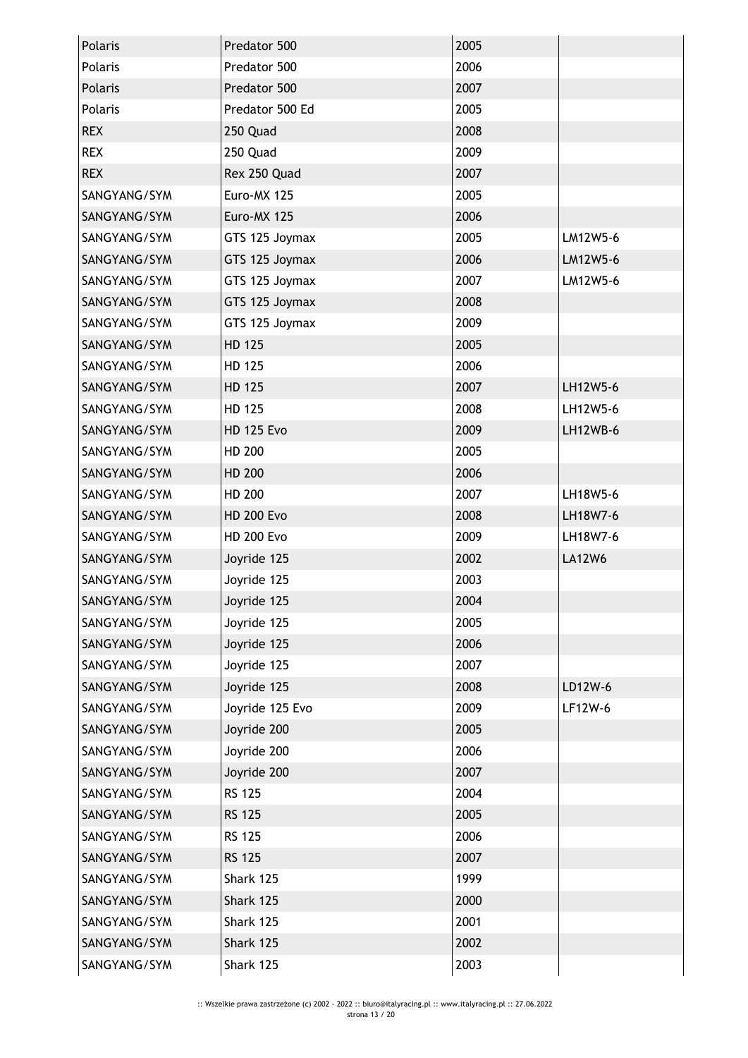| | | | |
|---|---|---|---|
| Polaris | Predator 500 | 2005 | |
| Polaris | Predator 500 | 2006 | |
| Polaris | Predator 500 | 2007 | |
| Polaris | Predator 500 Ed | 2005 | |
| REX | 250 Quad | 2008 | |
| REX | 250 Quad | 2009 | |
| REX | Rex 250 Quad | 2007 | |
| SANGYANG/SYM | Euro-MX 125 | 2005 | |
| SANGYANG/SYM | Euro-MX 125 | 2006 | |
| SANGYANG/SYM | GTS 125 Joymax | 2005 | LM12W5-6 |
| SANGYANG/SYM | GTS 125 Joymax | 2006 | LM12W5-6 |
| SANGYANG/SYM | GTS 125 Joymax | 2007 | LM12W5-6 |
| SANGYANG/SYM | GTS 125 Joymax | 2008 | |
| SANGYANG/SYM | GTS 125 Joymax | 2009 | |
| SANGYANG/SYM | HD 125 | 2005 | |
| SANGYANG/SYM | HD 125 | 2006 | |
| SANGYANG/SYM | HD 125 | 2007 | LH12W5-6 |
| SANGYANG/SYM | HD 125 | 2008 | LH12W5-6 |
| SANGYANG/SYM | HD 125 Evo | 2009 | LH12WB-6 |
| SANGYANG/SYM | HD 200 | 2005 | |
| SANGYANG/SYM | HD 200 | 2006 | |
| SANGYANG/SYM | HD 200 | 2007 | LH18W5-6 |
| SANGYANG/SYM | HD 200 Evo | 2008 | LH18W7-6 |
| SANGYANG/SYM | HD 200 Evo | 2009 | LH18W7-6 |
| SANGYANG/SYM | Joyride 125 | 2002 | LA12W6 |
| SANGYANG/SYM | Joyride 125 | 2003 | |
| SANGYANG/SYM | Joyride 125 | 2004 | |
| SANGYANG/SYM | Joyride 125 | 2005 | |
| SANGYANG/SYM | Joyride 125 | 2006 | |
| SANGYANG/SYM | Joyride 125 | 2007 | |
| SANGYANG/SYM | Joyride 125 | 2008 | LD12W-6 |
| SANGYANG/SYM | Joyride 125 Evo | 2009 | LF12W-6 |
| SANGYANG/SYM | Joyride 200 | 2005 | |
| SANGYANG/SYM | Joyride 200 | 2006 | |
| SANGYANG/SYM | Joyride 200 | 2007 | |
| SANGYANG/SYM | RS 125 | 2004 | |
| SANGYANG/SYM | RS 125 | 2005 | |
| SANGYANG/SYM | RS 125 | 2006 | |
| SANGYANG/SYM | RS 125 | 2007 | |
| SANGYANG/SYM | Shark 125 | 1999 | |
| SANGYANG/SYM | Shark 125 | 2000 | |
| SANGYANG/SYM | Shark 125 | 2001 | |
| SANGYANG/SYM | Shark 125 | 2002 | |
| SANGYANG/SYM | Shark 125 | 2003 | |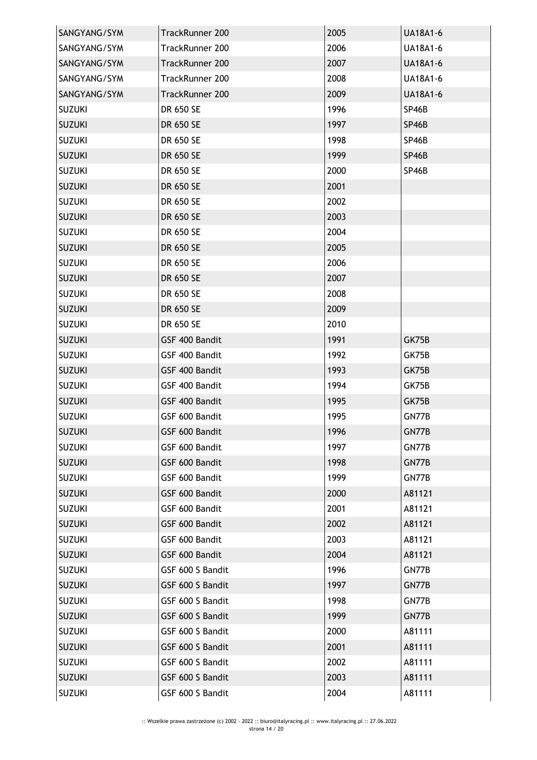| | | | |
|---|---|---|---|
| SANGYANG/SYM | TrackRunner 200 | 2005 | UA18A1-6 |
| SANGYANG/SYM | TrackRunner 200 | 2006 | UA18A1-6 |
| SANGYANG/SYM | TrackRunner 200 | 2007 | UA18A1-6 |
| SANGYANG/SYM | TrackRunner 200 | 2008 | UA18A1-6 |
| SANGYANG/SYM | TrackRunner 200 | 2009 | UA18A1-6 |
| SUZUKI | DR 650 SE | 1996 | SP46B |
| SUZUKI | DR 650 SE | 1997 | SP46B |
| SUZUKI | DR 650 SE | 1998 | SP46B |
| SUZUKI | DR 650 SE | 1999 | SP46B |
| SUZUKI | DR 650 SE | 2000 | SP46B |
| SUZUKI | DR 650 SE | 2001 | |
| SUZUKI | DR 650 SE | 2002 | |
| SUZUKI | DR 650 SE | 2003 | |
| SUZUKI | DR 650 SE | 2004 | |
| SUZUKI | DR 650 SE | 2005 | |
| SUZUKI | DR 650 SE | 2006 | |
| SUZUKI | DR 650 SE | 2007 | |
| SUZUKI | DR 650 SE | 2008 | |
| SUZUKI | DR 650 SE | 2009 | |
| SUZUKI | DR 650 SE | 2010 | |
| SUZUKI | GSF 400 Bandit | 1991 | GK75B |
| SUZUKI | GSF 400 Bandit | 1992 | GK75B |
| SUZUKI | GSF 400 Bandit | 1993 | GK75B |
| SUZUKI | GSF 400 Bandit | 1994 | GK75B |
| SUZUKI | GSF 400 Bandit | 1995 | GK75B |
| SUZUKI | GSF 600 Bandit | 1995 | GN77B |
| SUZUKI | GSF 600 Bandit | 1996 | GN77B |
| SUZUKI | GSF 600 Bandit | 1997 | GN77B |
| SUZUKI | GSF 600 Bandit | 1998 | GN77B |
| SUZUKI | GSF 600 Bandit | 1999 | GN77B |
| SUZUKI | GSF 600 Bandit | 2000 | A81121 |
| SUZUKI | GSF 600 Bandit | 2001 | A81121 |
| SUZUKI | GSF 600 Bandit | 2002 | A81121 |
| SUZUKI | GSF 600 Bandit | 2003 | A81121 |
| SUZUKI | GSF 600 Bandit | 2004 | A81121 |
| SUZUKI | GSF 600 S Bandit | 1996 | GN77B |
| SUZUKI | GSF 600 S Bandit | 1997 | GN77B |
| SUZUKI | GSF 600 S Bandit | 1998 | GN77B |
| SUZUKI | GSF 600 S Bandit | 1999 | GN77B |
| SUZUKI | GSF 600 S Bandit | 2000 | A81111 |
| SUZUKI | GSF 600 S Bandit | 2001 | A81111 |
| SUZUKI | GSF 600 S Bandit | 2002 | A81111 |
| SUZUKI | GSF 600 S Bandit | 2003 | A81111 |
| SUZUKI | GSF 600 S Bandit | 2004 | A81111 |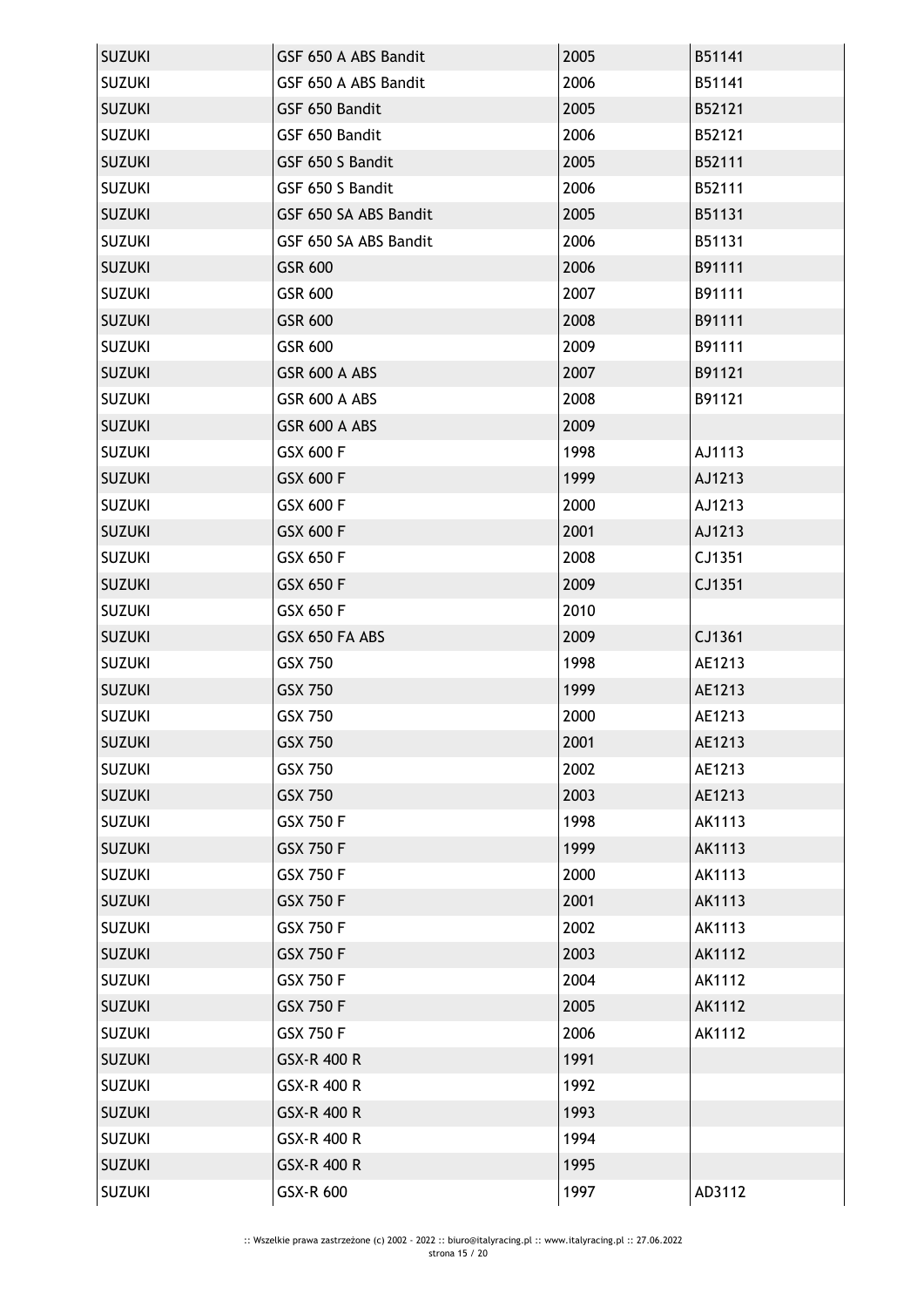| SUZUKI | GSF 650 A ABS Bandit | 2005 | B51141 |
|---|---|---|---|
| SUZUKI | GSF 650 A ABS Bandit | 2006 | B51141 |
| SUZUKI | GSF 650 Bandit | 2005 | B52121 |
| SUZUKI | GSF 650 Bandit | 2006 | B52121 |
| SUZUKI | GSF 650 S Bandit | 2005 | B52111 |
| SUZUKI | GSF 650 S Bandit | 2006 | B52111 |
| SUZUKI | GSF 650 SA ABS Bandit | 2005 | B51131 |
| SUZUKI | GSF 650 SA ABS Bandit | 2006 | B51131 |
| SUZUKI | GSR 600 | 2006 | B91111 |
| SUZUKI | GSR 600 | 2007 | B91111 |
| SUZUKI | GSR 600 | 2008 | B91111 |
| SUZUKI | GSR 600 | 2009 | B91111 |
| SUZUKI | GSR 600 A ABS | 2007 | B91121 |
| SUZUKI | GSR 600 A ABS | 2008 | B91121 |
| SUZUKI | GSR 600 A ABS | 2009 | |
| SUZUKI | GSX 600 F | 1998 | AJ1113 |
| SUZUKI | GSX 600 F | 1999 | AJ1213 |
| SUZUKI | GSX 600 F | 2000 | AJ1213 |
| SUZUKI | GSX 600 F | 2001 | AJ1213 |
| SUZUKI | GSX 650 F | 2008 | CJ1351 |
| SUZUKI | GSX 650 F | 2009 | CJ1351 |
| SUZUKI | GSX 650 F | 2010 | |
| SUZUKI | GSX 650 FA ABS | 2009 | CJ1361 |
| SUZUKI | GSX 750 | 1998 | AE1213 |
| SUZUKI | GSX 750 | 1999 | AE1213 |
| SUZUKI | GSX 750 | 2000 | AE1213 |
| SUZUKI | GSX 750 | 2001 | AE1213 |
| SUZUKI | GSX 750 | 2002 | AE1213 |
| SUZUKI | GSX 750 | 2003 | AE1213 |
| SUZUKI | GSX 750 F | 1998 | AK1113 |
| SUZUKI | GSX 750 F | 1999 | AK1113 |
| SUZUKI | GSX 750 F | 2000 | AK1113 |
| SUZUKI | GSX 750 F | 2001 | AK1113 |
| SUZUKI | GSX 750 F | 2002 | AK1113 |
| SUZUKI | GSX 750 F | 2003 | AK1112 |
| SUZUKI | GSX 750 F | 2004 | AK1112 |
| SUZUKI | GSX 750 F | 2005 | AK1112 |
| SUZUKI | GSX 750 F | 2006 | AK1112 |
| SUZUKI | GSX-R 400 R | 1991 | |
| SUZUKI | GSX-R 400 R | 1992 | |
| SUZUKI | GSX-R 400 R | 1993 | |
| SUZUKI | GSX-R 400 R | 1994 | |
| SUZUKI | GSX-R 400 R | 1995 | |
| SUZUKI | GSX-R 600 | 1997 | AD3112 |

:: Wszelkie prawa zastrzeżone (c) 2002 - 2022 :: biuro@italyracing.pl :: www.italyracing.pl :: 27.06.2022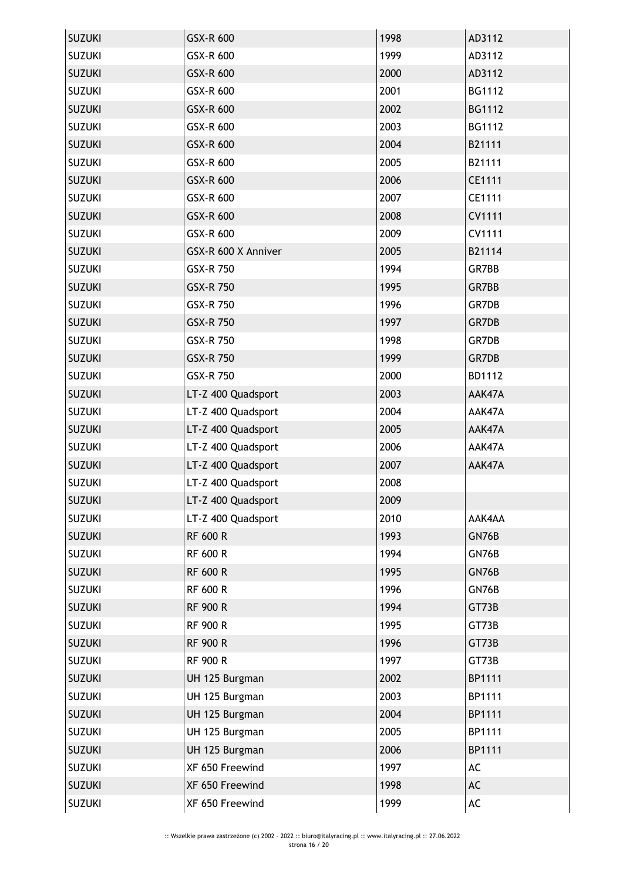| SUZUKI | GSX-R 600 | 1998 | AD3112 |
|---|---|---|---|
| SUZUKI | GSX-R 600 | 1999 | AD3112 |
| SUZUKI | GSX-R 600 | 2000 | AD3112 |
| SUZUKI | GSX-R 600 | 2001 | BG1112 |
| SUZUKI | GSX-R 600 | 2002 | BG1112 |
| SUZUKI | GSX-R 600 | 2003 | BG1112 |
| SUZUKI | GSX-R 600 | 2004 | B21111 |
| SUZUKI | GSX-R 600 | 2005 | B21111 |
| SUZUKI | GSX-R 600 | 2006 | CE1111 |
| SUZUKI | GSX-R 600 | 2007 | CE1111 |
| SUZUKI | GSX-R 600 | 2008 | CV1111 |
| SUZUKI | GSX-R 600 | 2009 | CV1111 |
| SUZUKI | GSX-R 600 X Anniver | 2005 | B21114 |
| SUZUKI | GSX-R 750 | 1994 | GR7BB |
| SUZUKI | GSX-R 750 | 1995 | GR7BB |
| SUZUKI | GSX-R 750 | 1996 | GR7DB |
| SUZUKI | GSX-R 750 | 1997 | GR7DB |
| SUZUKI | GSX-R 750 | 1998 | GR7DB |
| SUZUKI | GSX-R 750 | 1999 | GR7DB |
| SUZUKI | GSX-R 750 | 2000 | BD1112 |
| SUZUKI | LT-Z 400 Quadsport | 2003 | AAK47A |
| SUZUKI | LT-Z 400 Quadsport | 2004 | AAK47A |
| SUZUKI | LT-Z 400 Quadsport | 2005 | AAK47A |
| SUZUKI | LT-Z 400 Quadsport | 2006 | AAK47A |
| SUZUKI | LT-Z 400 Quadsport | 2007 | AAK47A |
| SUZUKI | LT-Z 400 Quadsport | 2008 | |
| SUZUKI | LT-Z 400 Quadsport | 2009 | |
| SUZUKI | LT-Z 400 Quadsport | 2010 | AAK4AA |
| SUZUKI | RF 600 R | 1993 | GN76B |
| SUZUKI | RF 600 R | 1994 | GN76B |
| SUZUKI | RF 600 R | 1995 | GN76B |
| SUZUKI | RF 600 R | 1996 | GN76B |
| SUZUKI | RF 900 R | 1994 | GT73B |
| SUZUKI | RF 900 R | 1995 | GT73B |
| SUZUKI | RF 900 R | 1996 | GT73B |
| SUZUKI | RF 900 R | 1997 | GT73B |
| SUZUKI | UH 125 Burgman | 2002 | BP1111 |
| SUZUKI | UH 125 Burgman | 2003 | BP1111 |
| SUZUKI | UH 125 Burgman | 2004 | BP1111 |
| SUZUKI | UH 125 Burgman | 2005 | BP1111 |
| SUZUKI | UH 125 Burgman | 2006 | BP1111 |
| SUZUKI | XF 650 Freewind | 1997 | AC |
| SUZUKI | XF 650 Freewind | 1998 | AC |
| SUZUKI | XF 650 Freewind | 1999 | AC |

:: Wszelkie prawa zastrzeżone (c) 2002 - 2022 :: biuro@italyracing.pl :: www.italyracing.pl :: 27.06.2022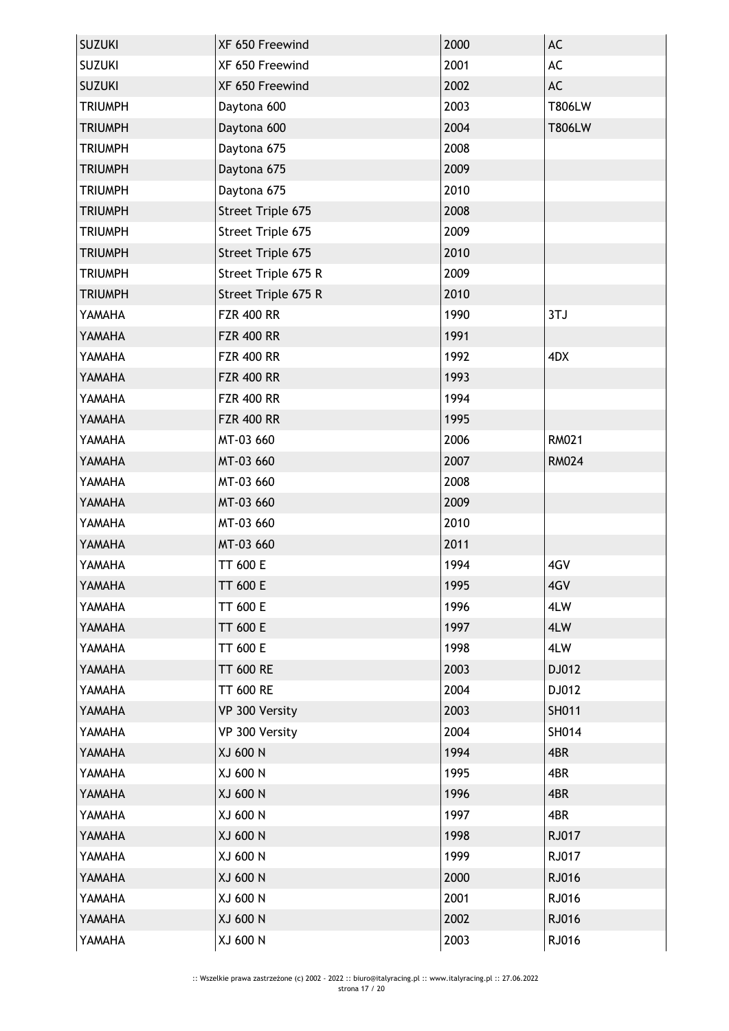| | | | |
|---|---|---|---|
| SUZUKI | XF 650 Freewind | 2000 | AC |
| SUZUKI | XF 650 Freewind | 2001 | AC |
| SUZUKI | XF 650 Freewind | 2002 | AC |
| TRIUMPH | Daytona 600 | 2003 | T806LW |
| TRIUMPH | Daytona 600 | 2004 | T806LW |
| TRIUMPH | Daytona 675 | 2008 | |
| TRIUMPH | Daytona 675 | 2009 | |
| TRIUMPH | Daytona 675 | 2010 | |
| TRIUMPH | Street Triple 675 | 2008 | |
| TRIUMPH | Street Triple 675 | 2009 | |
| TRIUMPH | Street Triple 675 | 2010 | |
| TRIUMPH | Street Triple 675 R | 2009 | |
| TRIUMPH | Street Triple 675 R | 2010 | |
| YAMAHA | FZR 400 RR | 1990 | 3TJ |
| YAMAHA | FZR 400 RR | 1991 | |
| YAMAHA | FZR 400 RR | 1992 | 4DX |
| YAMAHA | FZR 400 RR | 1993 | |
| YAMAHA | FZR 400 RR | 1994 | |
| YAMAHA | FZR 400 RR | 1995 | |
| YAMAHA | MT-03 660 | 2006 | RM021 |
| YAMAHA | MT-03 660 | 2007 | RM024 |
| YAMAHA | MT-03 660 | 2008 | |
| YAMAHA | MT-03 660 | 2009 | |
| YAMAHA | MT-03 660 | 2010 | |
| YAMAHA | MT-03 660 | 2011 | |
| YAMAHA | TT 600 E | 1994 | 4GV |
| YAMAHA | TT 600 E | 1995 | 4GV |
| YAMAHA | TT 600 E | 1996 | 4LW |
| YAMAHA | TT 600 E | 1997 | 4LW |
| YAMAHA | TT 600 E | 1998 | 4LW |
| YAMAHA | TT 600 RE | 2003 | DJ012 |
| YAMAHA | TT 600 RE | 2004 | DJ012 |
| YAMAHA | VP 300 Versity | 2003 | SH011 |
| YAMAHA | VP 300 Versity | 2004 | SH014 |
| YAMAHA | XJ 600 N | 1994 | 4BR |
| YAMAHA | XJ 600 N | 1995 | 4BR |
| YAMAHA | XJ 600 N | 1996 | 4BR |
| YAMAHA | XJ 600 N | 1997 | 4BR |
| YAMAHA | XJ 600 N | 1998 | RJ017 |
| YAMAHA | XJ 600 N | 1999 | RJ017 |
| YAMAHA | XJ 600 N | 2000 | RJ016 |
| YAMAHA | XJ 600 N | 2001 | RJ016 |
| YAMAHA | XJ 600 N | 2002 | RJ016 |
| YAMAHA | XJ 600 N | 2003 | RJ016 |

:: Wszelkie prawa zastrzeżone (c) 2002 - 2022 :: biuro@italyracing.pl :: www.italyracing.pl :: 27.06.2022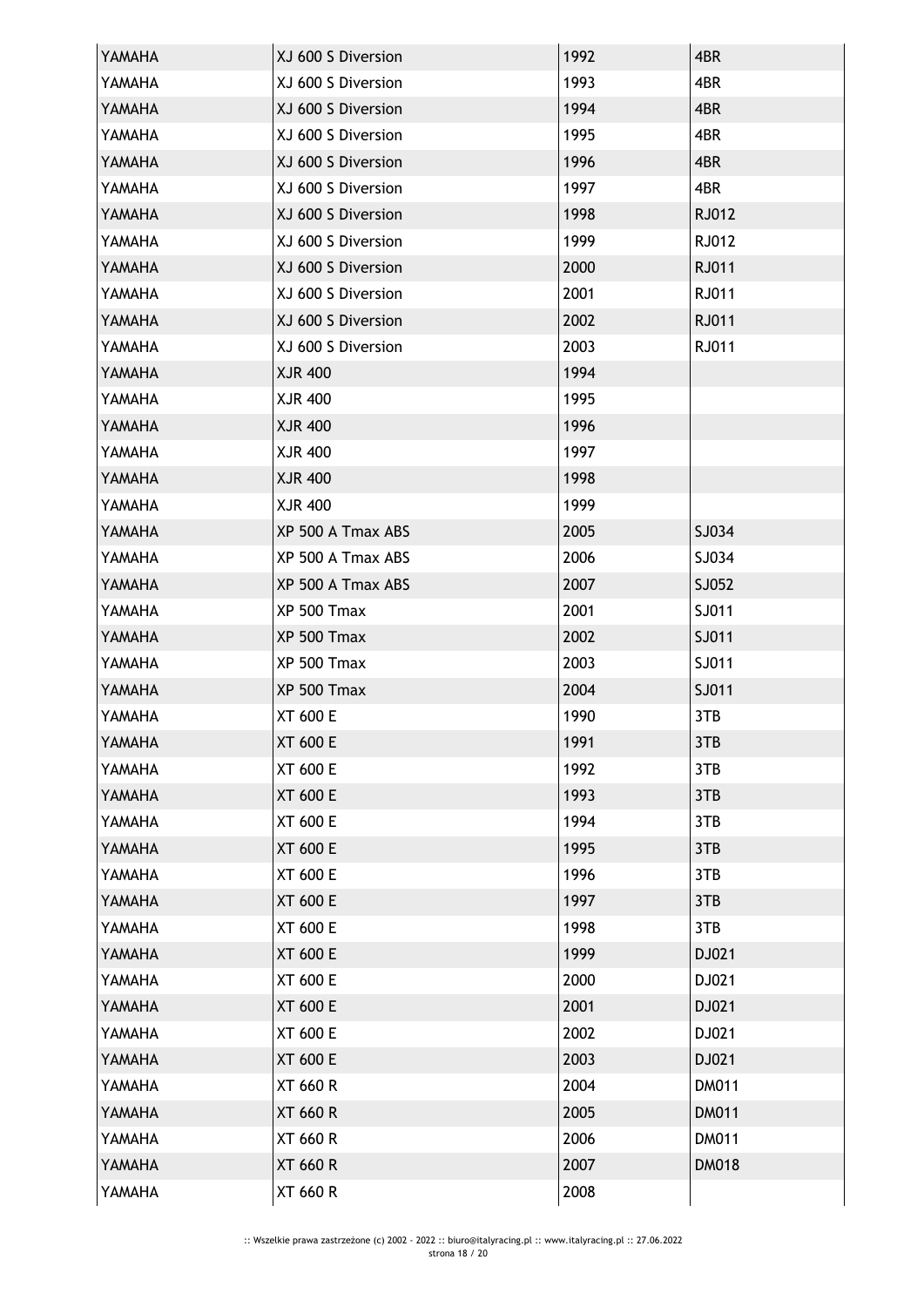| | | | |
|---|---|---|---|
| YAMAHA | XJ 600 S Diversion | 1992 | 4BR |
| YAMAHA | XJ 600 S Diversion | 1993 | 4BR |
| YAMAHA | XJ 600 S Diversion | 1994 | 4BR |
| YAMAHA | XJ 600 S Diversion | 1995 | 4BR |
| YAMAHA | XJ 600 S Diversion | 1996 | 4BR |
| YAMAHA | XJ 600 S Diversion | 1997 | 4BR |
| YAMAHA | XJ 600 S Diversion | 1998 | RJ012 |
| YAMAHA | XJ 600 S Diversion | 1999 | RJ012 |
| YAMAHA | XJ 600 S Diversion | 2000 | RJ011 |
| YAMAHA | XJ 600 S Diversion | 2001 | RJ011 |
| YAMAHA | XJ 600 S Diversion | 2002 | RJ011 |
| YAMAHA | XJ 600 S Diversion | 2003 | RJ011 |
| YAMAHA | XJR 400 | 1994 | |
| YAMAHA | XJR 400 | 1995 | |
| YAMAHA | XJR 400 | 1996 | |
| YAMAHA | XJR 400 | 1997 | |
| YAMAHA | XJR 400 | 1998 | |
| YAMAHA | XJR 400 | 1999 | |
| YAMAHA | XP 500 A Tmax ABS | 2005 | SJ034 |
| YAMAHA | XP 500 A Tmax ABS | 2006 | SJ034 |
| YAMAHA | XP 500 A Tmax ABS | 2007 | SJ052 |
| YAMAHA | XP 500 Tmax | 2001 | SJ011 |
| YAMAHA | XP 500 Tmax | 2002 | SJ011 |
| YAMAHA | XP 500 Tmax | 2003 | SJ011 |
| YAMAHA | XP 500 Tmax | 2004 | SJ011 |
| YAMAHA | XT 600 E | 1990 | 3TB |
| YAMAHA | XT 600 E | 1991 | 3TB |
| YAMAHA | XT 600 E | 1992 | 3TB |
| YAMAHA | XT 600 E | 1993 | 3TB |
| YAMAHA | XT 600 E | 1994 | 3TB |
| YAMAHA | XT 600 E | 1995 | 3TB |
| YAMAHA | XT 600 E | 1996 | 3TB |
| YAMAHA | XT 600 E | 1997 | 3TB |
| YAMAHA | XT 600 E | 1998 | 3TB |
| YAMAHA | XT 600 E | 1999 | DJ021 |
| YAMAHA | XT 600 E | 2000 | DJ021 |
| YAMAHA | XT 600 E | 2001 | DJ021 |
| YAMAHA | XT 600 E | 2002 | DJ021 |
| YAMAHA | XT 600 E | 2003 | DJ021 |
| YAMAHA | XT 660 R | 2004 | DM011 |
| YAMAHA | XT 660 R | 2005 | DM011 |
| YAMAHA | XT 660 R | 2006 | DM011 |
| YAMAHA | XT 660 R | 2007 | DM018 |
| YAMAHA | XT 660 R | 2008 | |

:: Wszelkie prawa zastrzeżone (c) 2002 - 2022 :: biuro@italyracing.pl :: www.italyracing.pl :: 27.06.2022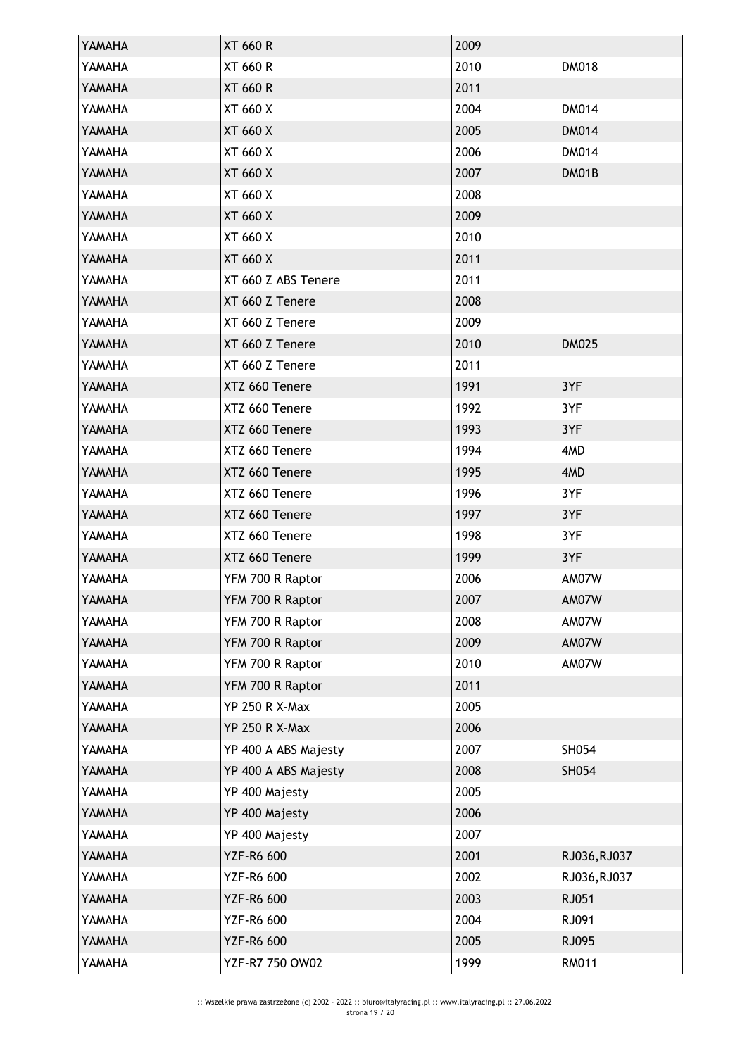| YAMAHA | XT 660 R | 2009 | |
|---|---|---|---|
| YAMAHA | XT 660 R | 2010 | DM018 |
| YAMAHA | XT 660 R | 2011 | |
| YAMAHA | XT 660 X | 2004 | DM014 |
| YAMAHA | XT 660 X | 2005 | DM014 |
| YAMAHA | XT 660 X | 2006 | DM014 |
| YAMAHA | XT 660 X | 2007 | DM01B |
| YAMAHA | XT 660 X | 2008 | |
| YAMAHA | XT 660 X | 2009 | |
| YAMAHA | XT 660 X | 2010 | |
| YAMAHA | XT 660 X | 2011 | |
| YAMAHA | XT 660 Z ABS Tenere | 2011 | |
| YAMAHA | XT 660 Z Tenere | 2008 | |
| YAMAHA | XT 660 Z Tenere | 2009 | |
| YAMAHA | XT 660 Z Tenere | 2010 | DM025 |
| YAMAHA | XT 660 Z Tenere | 2011 | |
| YAMAHA | XTZ 660 Tenere | 1991 | 3YF |
| YAMAHA | XTZ 660 Tenere | 1992 | 3YF |
| YAMAHA | XTZ 660 Tenere | 1993 | 3YF |
| YAMAHA | XTZ 660 Tenere | 1994 | 4MD |
| YAMAHA | XTZ 660 Tenere | 1995 | 4MD |
| YAMAHA | XTZ 660 Tenere | 1996 | 3YF |
| YAMAHA | XTZ 660 Tenere | 1997 | 3YF |
| YAMAHA | XTZ 660 Tenere | 1998 | 3YF |
| YAMAHA | XTZ 660 Tenere | 1999 | 3YF |
| YAMAHA | YFM 700 R Raptor | 2006 | AM07W |
| YAMAHA | YFM 700 R Raptor | 2007 | AM07W |
| YAMAHA | YFM 700 R Raptor | 2008 | AM07W |
| YAMAHA | YFM 700 R Raptor | 2009 | AM07W |
| YAMAHA | YFM 700 R Raptor | 2010 | AM07W |
| YAMAHA | YFM 700 R Raptor | 2011 | |
| YAMAHA | YP 250 R X-Max | 2005 | |
| YAMAHA | YP 250 R X-Max | 2006 | |
| YAMAHA | YP 400 A ABS Majesty | 2007 | SH054 |
| YAMAHA | YP 400 A ABS Majesty | 2008 | SH054 |
| YAMAHA | YP 400 Majesty | 2005 | |
| YAMAHA | YP 400 Majesty | 2006 | |
| YAMAHA | YP 400 Majesty | 2007 | |
| YAMAHA | YZF-R6 600 | 2001 | RJ036,RJ037 |
| YAMAHA | YZF-R6 600 | 2002 | RJ036,RJ037 |
| YAMAHA | YZF-R6 600 | 2003 | RJ051 |
| YAMAHA | YZF-R6 600 | 2004 | RJ091 |
| YAMAHA | YZF-R6 600 | 2005 | RJ095 |
| YAMAHA | YZF-R7 750 OW02 | 1999 | RM011 |

:: Wszelkie prawa zastrzeżone (c) 2002 - 2022 :: biuro@italyracing.pl :: www.italyracing.pl :: 27.06.2022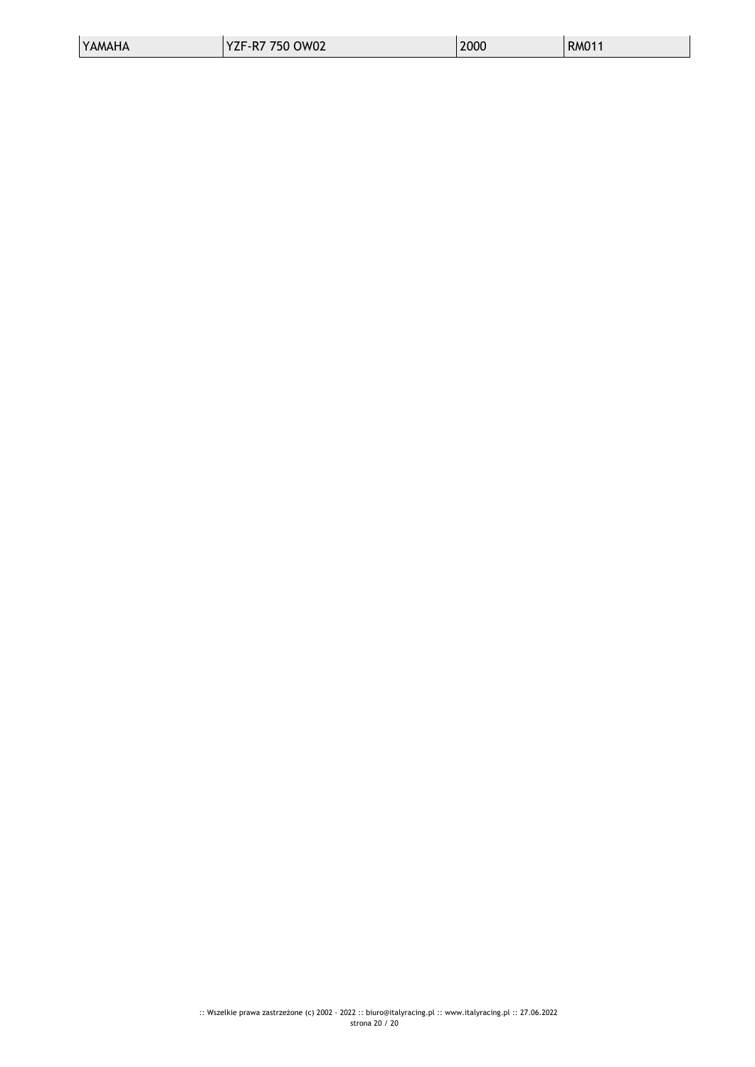| | | | |
|---|---|---|---|
| YAMAHA | YZF-R7 750 OW02 | 2000 | RM011 |